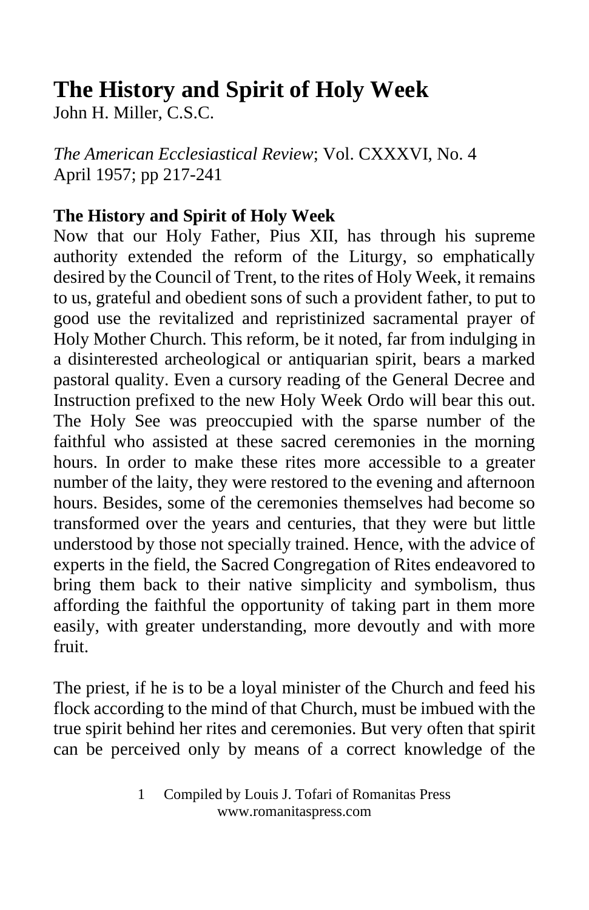# The History and Spirit of Holy Week

John H. Miller, C.S.C.

*The American Ecclesiastical Review*; Vol. CXXXVI, No. 4
April 1957; pp 217-241

**The History and Spirit of Holy Week**

Now that our Holy Father, Pius XII, has through his supreme authority extended the reform of the Liturgy, so emphatically desired by the Council of Trent, to the rites of Holy Week, it remains to us, grateful and obedient sons of such a provident father, to put to good use the revitalized and repristinized sacramental prayer of Holy Mother Church. This reform, be it noted, far from indulging in a disinterested archeological or antiquarian spirit, bears a marked pastoral quality. Even a cursory reading of the General Decree and Instruction prefixed to the new Holy Week Ordo will bear this out. The Holy See was preoccupied with the sparse number of the faithful who assisted at these sacred ceremonies in the morning hours. In order to make these rites more accessible to a greater number of the laity, they were restored to the evening and afternoon hours. Besides, some of the ceremonies themselves had become so transformed over the years and centuries, that they were but little understood by those not specially trained. Hence, with the advice of experts in the field, the Sacred Congregation of Rites endeavored to bring them back to their native simplicity and symbolism, thus affording the faithful the opportunity of taking part in them more easily, with greater understanding, more devoutly and with more fruit.

The priest, if he is to be a loyal minister of the Church and feed his flock according to the mind of that Church, must be imbued with the true spirit behind her rites and ceremonies. But very often that spirit can be perceived only by means of a correct knowledge of the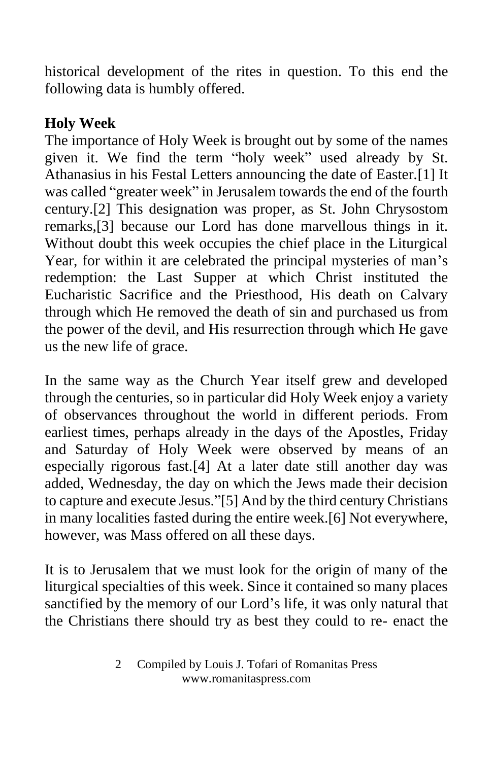historical development of the rites in question. To this end the following data is humbly offered.

**Holy Week**

The importance of Holy Week is brought out by some of the names given it. We find the term "holy week" used already by St. Athanasius in his Festal Letters announcing the date of Easter.[1] It was called "greater week" in Jerusalem towards the end of the fourth century.[2] This designation was proper, as St. John Chrysostom remarks,[3] because our Lord has done marvellous things in it. Without doubt this week occupies the chief place in the Liturgical Year, for within it are celebrated the principal mysteries of man's redemption: the Last Supper at which Christ instituted the Eucharistic Sacrifice and the Priesthood, His death on Calvary through which He removed the death of sin and purchased us from the power of the devil, and His resurrection through which He gave us the new life of grace.

In the same way as the Church Year itself grew and developed through the centuries, so in particular did Holy Week enjoy a variety of observances throughout the world in different periods. From earliest times, perhaps already in the days of the Apostles, Friday and Saturday of Holy Week were observed by means of an especially rigorous fast.[4] At a later date still another day was added, Wednesday, the day on which the Jews made their decision to capture and execute Jesus."[5] And by the third century Christians in many localities fasted during the entire week.[6] Not everywhere, however, was Mass offered on all these days.

It is to Jerusalem that we must look for the origin of many of the liturgical specialties of this week. Since it contained so many places sanctified by the memory of our Lord's life, it was only natural that the Christians there should try as best they could to re- enact the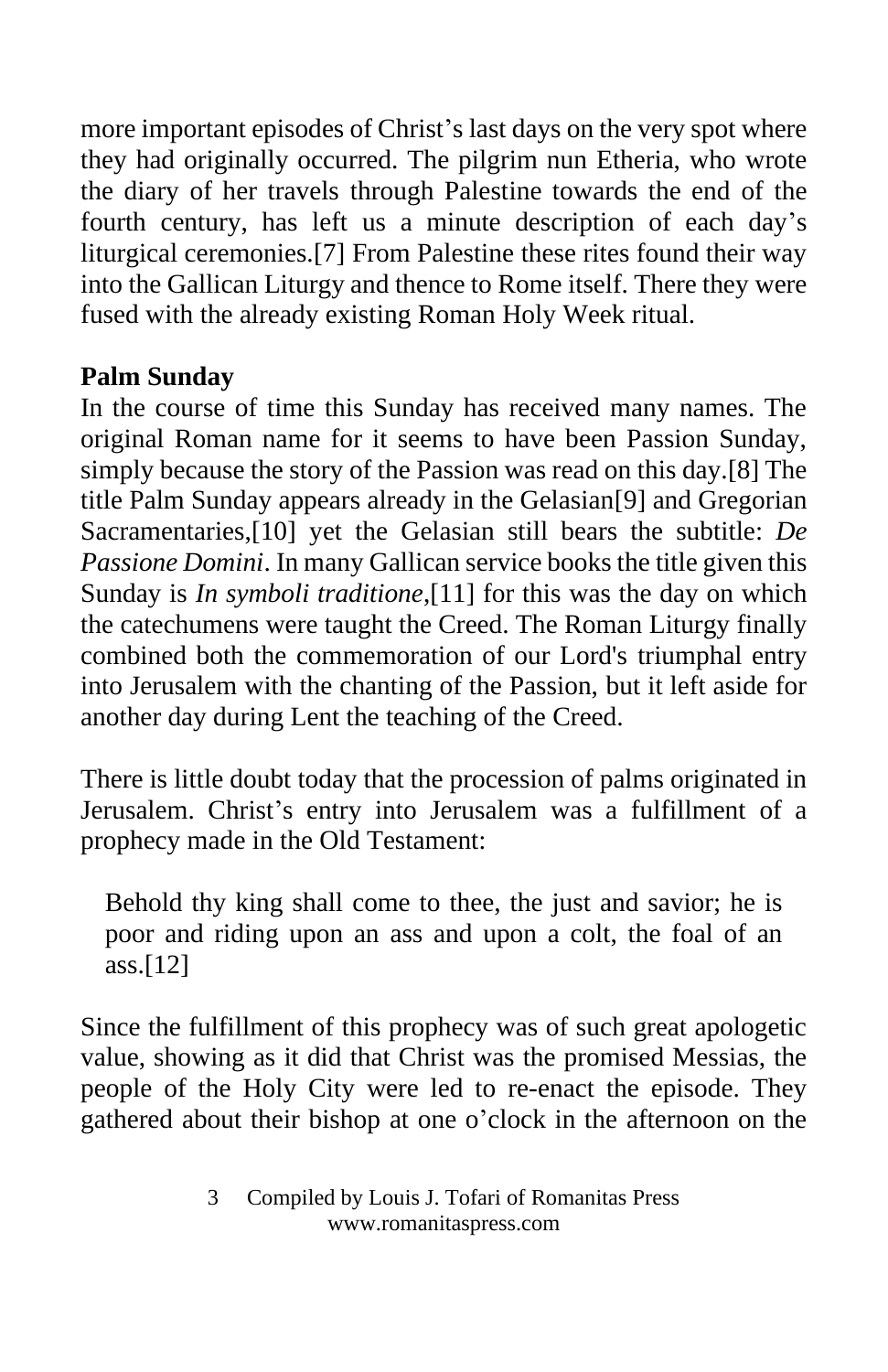more important episodes of Christ's last days on the very spot where they had originally occurred. The pilgrim nun Etheria, who wrote the diary of her travels through Palestine towards the end of the fourth century, has left us a minute description of each day's liturgical ceremonies.[7] From Palestine these rites found their way into the Gallican Liturgy and thence to Rome itself. There they were fused with the already existing Roman Holy Week ritual.

**Palm Sunday**

In the course of time this Sunday has received many names. The original Roman name for it seems to have been Passion Sunday, simply because the story of the Passion was read on this day.[8] The title Palm Sunday appears already in the Gelasian[9] and Gregorian Sacramentaries,[10] yet the Gelasian still bears the subtitle: *De Passione Domini*. In many Gallican service books the title given this Sunday is *In symboli traditione*,[11] for this was the day on which the catechumens were taught the Creed. The Roman Liturgy finally combined both the commemoration of our Lord's triumphal entry into Jerusalem with the chanting of the Passion, but it left aside for another day during Lent the teaching of the Creed.

There is little doubt today that the procession of palms originated in Jerusalem. Christ's entry into Jerusalem was a fulfillment of a prophecy made in the Old Testament:

> Behold thy king shall come to thee, the just and savior; he is poor and riding upon an ass and upon a colt, the foal of an ass.[12]

Since the fulfillment of this prophecy was of such great apologetic value, showing as it did that Christ was the promised Messias, the people of the Holy City were led to re-enact the episode. They gathered about their bishop at one o'clock in the afternoon on the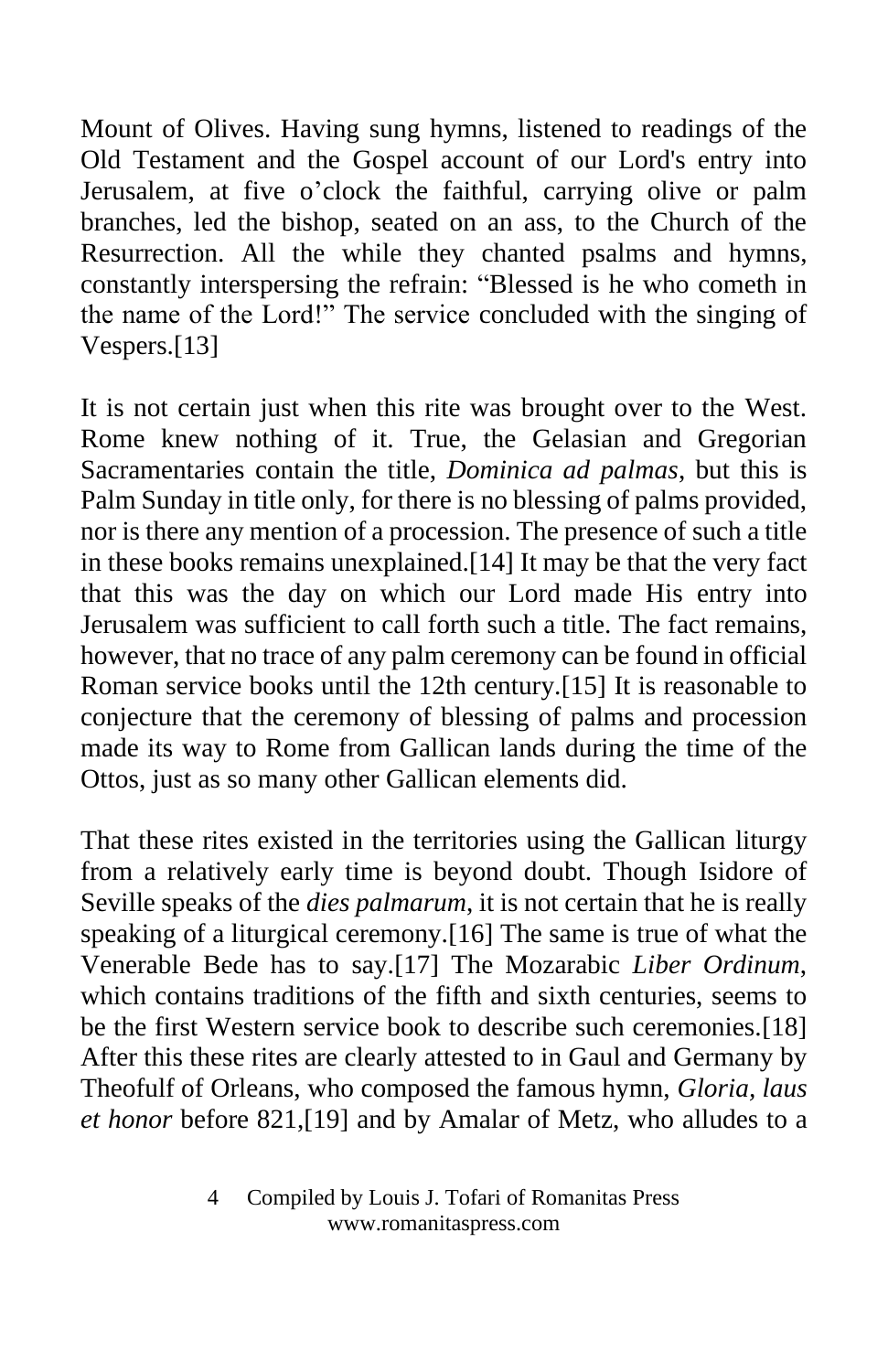Mount of Olives. Having sung hymns, listened to readings of the Old Testament and the Gospel account of our Lord's entry into Jerusalem, at five o'clock the faithful, carrying olive or palm branches, led the bishop, seated on an ass, to the Church of the Resurrection. All the while they chanted psalms and hymns, constantly interspersing the refrain: "Blessed is he who cometh in the name of the Lord!" The service concluded with the singing of Vespers.[13]

It is not certain just when this rite was brought over to the West. Rome knew nothing of it. True, the Gelasian and Gregorian Sacramentaries contain the title, *Dominica ad palmas*, but this is Palm Sunday in title only, for there is no blessing of palms provided, nor is there any mention of a procession. The presence of such a title in these books remains unexplained.[14] It may be that the very fact that this was the day on which our Lord made His entry into Jerusalem was sufficient to call forth such a title. The fact remains, however, that no trace of any palm ceremony can be found in official Roman service books until the 12th century.[15] It is reasonable to conjecture that the ceremony of blessing of palms and procession made its way to Rome from Gallican lands during the time of the Ottos, just as so many other Gallican elements did.

That these rites existed in the territories using the Gallican liturgy from a relatively early time is beyond doubt. Though Isidore of Seville speaks of the *dies palmarum*, it is not certain that he is really speaking of a liturgical ceremony.[16] The same is true of what the Venerable Bede has to say.[17] The Mozarabic *Liber Ordinum*, which contains traditions of the fifth and sixth centuries, seems to be the first Western service book to describe such ceremonies.[18] After this these rites are clearly attested to in Gaul and Germany by Theofulf of Orleans, who composed the famous hymn, *Gloria, laus et honor* before 821,[19] and by Amalar of Metz, who alludes to a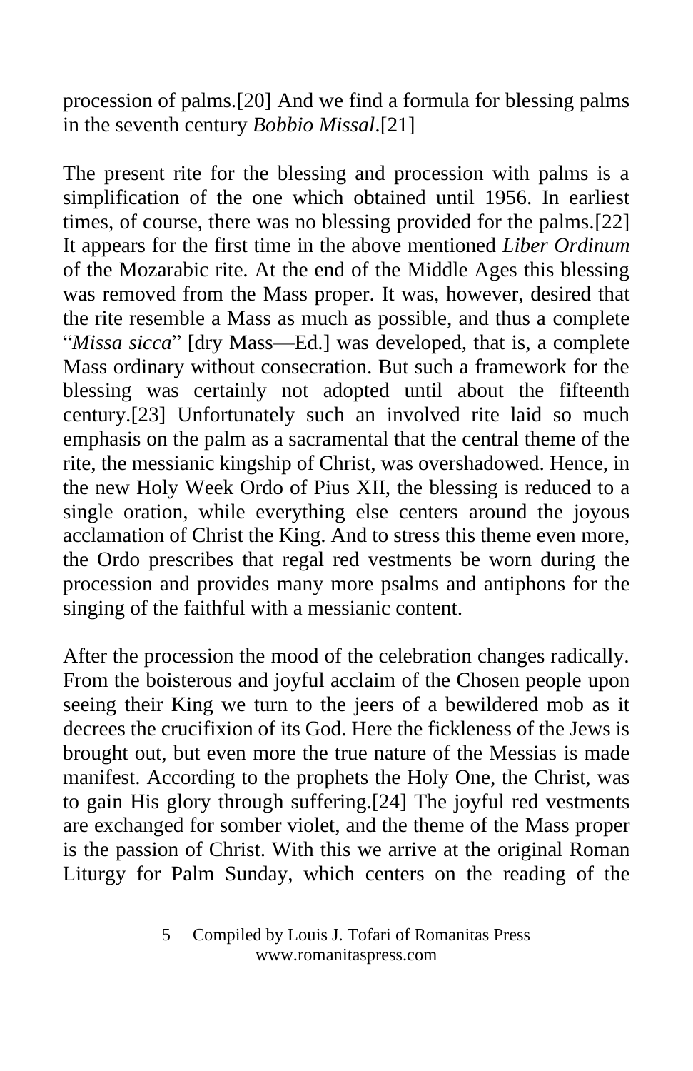procession of palms.[20] And we find a formula for blessing palms in the seventh century *Bobbio Missal*.[21]

The present rite for the blessing and procession with palms is a simplification of the one which obtained until 1956. In earliest times, of course, there was no blessing provided for the palms.[22] It appears for the first time in the above mentioned *Liber Ordinum* of the Mozarabic rite. At the end of the Middle Ages this blessing was removed from the Mass proper. It was, however, desired that the rite resemble a Mass as much as possible, and thus a complete "*Missa sicca*" [dry Mass—Ed.] was developed, that is, a complete Mass ordinary without consecration. But such a framework for the blessing was certainly not adopted until about the fifteenth century.[23] Unfortunately such an involved rite laid so much emphasis on the palm as a sacramental that the central theme of the rite, the messianic kingship of Christ, was overshadowed. Hence, in the new Holy Week Ordo of Pius XII, the blessing is reduced to a single oration, while everything else centers around the joyous acclamation of Christ the King. And to stress this theme even more, the Ordo prescribes that regal red vestments be worn during the procession and provides many more psalms and antiphons for the singing of the faithful with a messianic content.

After the procession the mood of the celebration changes radically. From the boisterous and joyful acclaim of the Chosen people upon seeing their King we turn to the jeers of a bewildered mob as it decrees the crucifixion of its God. Here the fickleness of the Jews is brought out, but even more the true nature of the Messias is made manifest. According to the prophets the Holy One, the Christ, was to gain His glory through suffering.[24] The joyful red vestments are exchanged for somber violet, and the theme of the Mass proper is the passion of Christ. With this we arrive at the original Roman Liturgy for Palm Sunday, which centers on the reading of the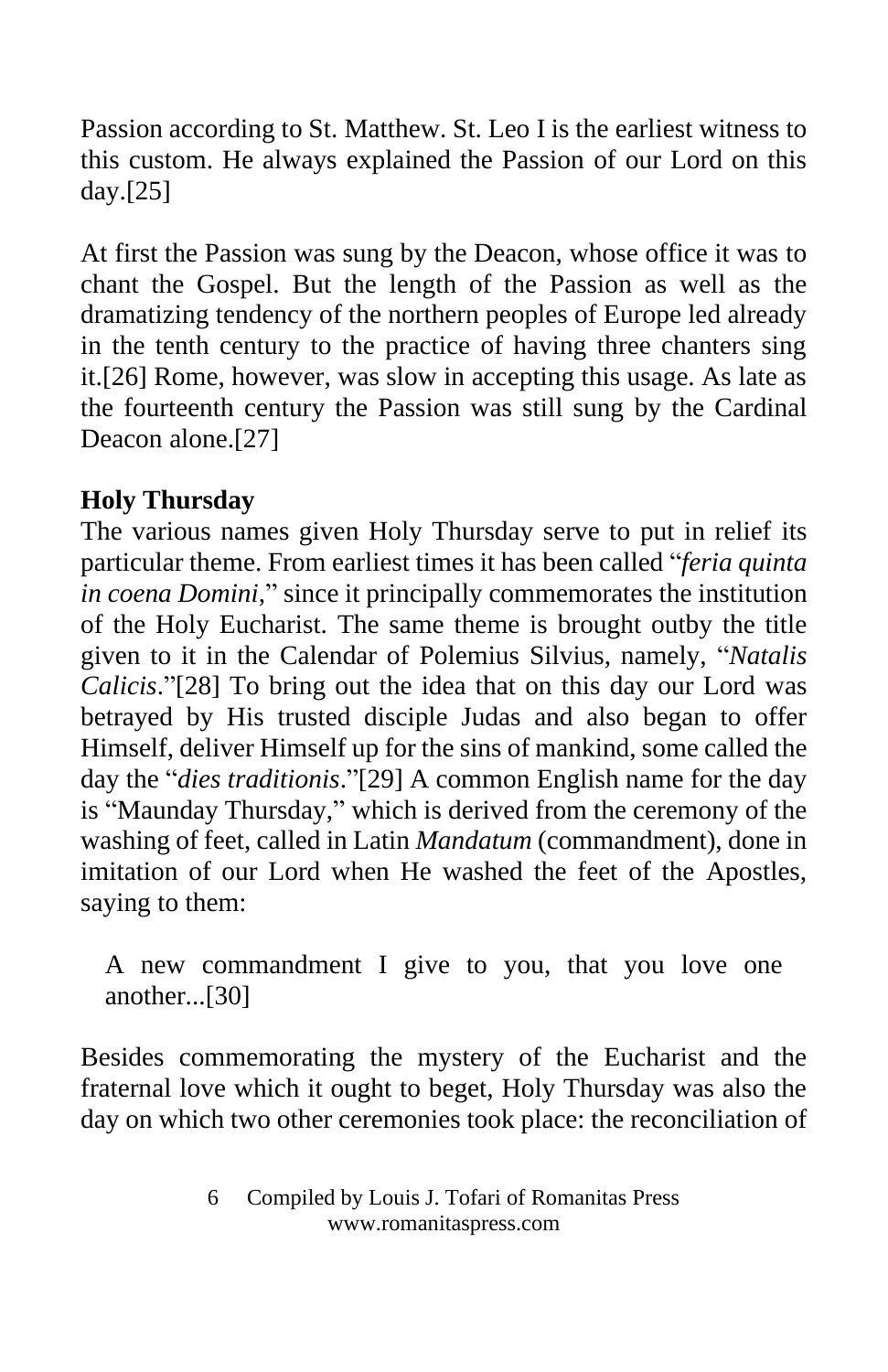Passion according to St. Matthew. St. Leo I is the earliest witness to this custom. He always explained the Passion of our Lord on this day.[25]

At first the Passion was sung by the Deacon, whose office it was to chant the Gospel. But the length of the Passion as well as the dramatizing tendency of the northern peoples of Europe led already in the tenth century to the practice of having three chanters sing it.[26] Rome, however, was slow in accepting this usage. As late as the fourteenth century the Passion was still sung by the Cardinal Deacon alone.[27]

**Holy Thursday**

The various names given Holy Thursday serve to put in relief its particular theme. From earliest times it has been called "*feria quinta in coena Domini*," since it principally commemorates the institution of the Holy Eucharist. The same theme is brought outby the title given to it in the Calendar of Polemius Silvius, namely, "*Natalis Calicis*."[28] To bring out the idea that on this day our Lord was betrayed by His trusted disciple Judas and also began to offer Himself, deliver Himself up for the sins of mankind, some called the day the "*dies traditionis*."[29] A common English name for the day is "Maunday Thursday," which is derived from the ceremony of the washing of feet, called in Latin *Mandatum* (commandment), done in imitation of our Lord when He washed the feet of the Apostles, saying to them:

> A new commandment I give to you, that you love one another...[30]

Besides commemorating the mystery of the Eucharist and the fraternal love which it ought to beget, Holy Thursday was also the day on which two other ceremonies took place: the reconciliation of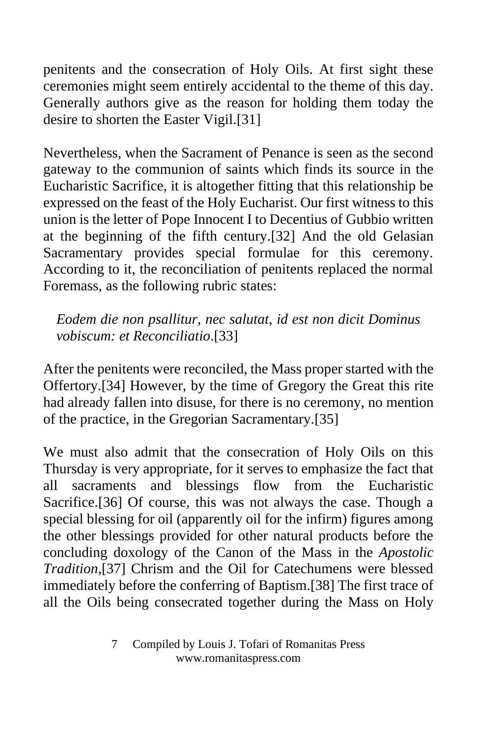penitents and the consecration of Holy Oils. At first sight these ceremonies might seem entirely accidental to the theme of this day. Generally authors give as the reason for holding them today the desire to shorten the Easter Vigil.[31]

Nevertheless, when the Sacrament of Penance is seen as the second gateway to the communion of saints which finds its source in the Eucharistic Sacrifice, it is altogether fitting that this relationship be expressed on the feast of the Holy Eucharist. Our first witness to this union is the letter of Pope Innocent I to Decentius of Gubbio written at the beginning of the fifth century.[32] And the old Gelasian Sacramentary provides special formulae for this ceremony. According to it, the reconciliation of penitents replaced the normal Foremass, as the following rubric states:

> *Eodem die non psallitur, nec salutat, id est non dicit Dominus vobiscum: et Reconciliatio*.[33]

After the penitents were reconciled, the Mass proper started with the Offertory.[34] However, by the time of Gregory the Great this rite had already fallen into disuse, for there is no ceremony, no mention of the practice, in the Gregorian Sacramentary.[35]

We must also admit that the consecration of Holy Oils on this Thursday is very appropriate, for it serves to emphasize the fact that all sacraments and blessings flow from the Eucharistic Sacrifice.[36] Of course, this was not always the case. Though a special blessing for oil (apparently oil for the infirm) figures among the other blessings provided for other natural products before the concluding doxology of the Canon of the Mass in the *Apostolic Tradition*,[37] Chrism and the Oil for Catechumens were blessed immediately before the conferring of Baptism.[38] The first trace of all the Oils being consecrated together during the Mass on Holy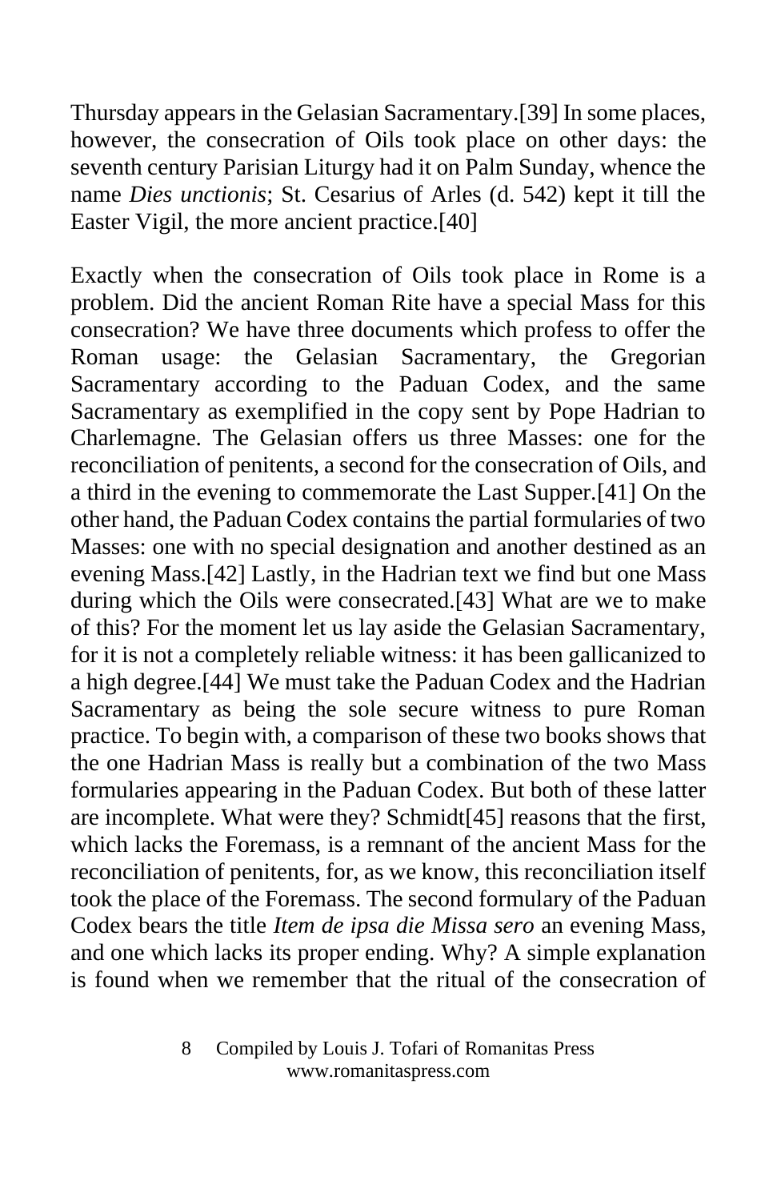Thursday appears in the Gelasian Sacramentary.[39] In some places, however, the consecration of Oils took place on other days: the seventh century Parisian Liturgy had it on Palm Sunday, whence the name *Dies unctionis*; St. Cesarius of Arles (d. 542) kept it till the Easter Vigil, the more ancient practice.[40]

Exactly when the consecration of Oils took place in Rome is a problem. Did the ancient Roman Rite have a special Mass for this consecration? We have three documents which profess to offer the Roman usage: the Gelasian Sacramentary, the Gregorian Sacramentary according to the Paduan Codex, and the same Sacramentary as exemplified in the copy sent by Pope Hadrian to Charlemagne. The Gelasian offers us three Masses: one for the reconciliation of penitents, a second for the consecration of Oils, and a third in the evening to commemorate the Last Supper.[41] On the other hand, the Paduan Codex contains the partial formularies of two Masses: one with no special designation and another destined as an evening Mass.[42] Lastly, in the Hadrian text we find but one Mass during which the Oils were consecrated.[43] What are we to make of this? For the moment let us lay aside the Gelasian Sacramentary, for it is not a completely reliable witness: it has been gallicanized to a high degree.[44] We must take the Paduan Codex and the Hadrian Sacramentary as being the sole secure witness to pure Roman practice. To begin with, a comparison of these two books shows that the one Hadrian Mass is really but a combination of the two Mass formularies appearing in the Paduan Codex. But both of these latter are incomplete. What were they? Schmidt[45] reasons that the first, which lacks the Foremass, is a remnant of the ancient Mass for the reconciliation of penitents, for, as we know, this reconciliation itself took the place of the Foremass. The second formulary of the Paduan Codex bears the title *Item de ipsa die Missa sero* an evening Mass, and one which lacks its proper ending. Why? A simple explanation is found when we remember that the ritual of the consecration of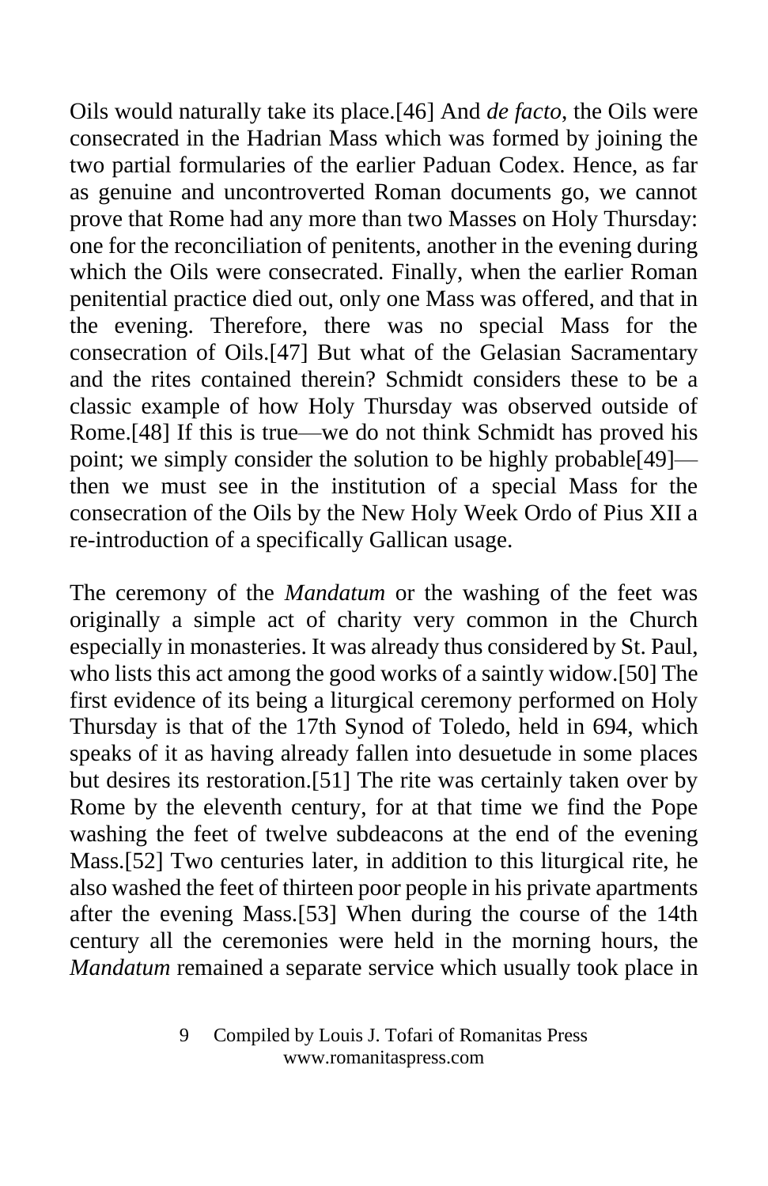Oils would naturally take its place.[46] And *de facto*, the Oils were consecrated in the Hadrian Mass which was formed by joining the two partial formularies of the earlier Paduan Codex. Hence, as far as genuine and uncontroverted Roman documents go, we cannot prove that Rome had any more than two Masses on Holy Thursday: one for the reconciliation of penitents, another in the evening during which the Oils were consecrated. Finally, when the earlier Roman penitential practice died out, only one Mass was offered, and that in the evening. Therefore, there was no special Mass for the consecration of Oils.[47] But what of the Gelasian Sacramentary and the rites contained therein? Schmidt considers these to be a classic example of how Holy Thursday was observed outside of Rome.[48] If this is true—we do not think Schmidt has proved his point; we simply consider the solution to be highly probable[49]—then we must see in the institution of a special Mass for the consecration of the Oils by the New Holy Week Ordo of Pius XII a re-introduction of a specifically Gallican usage.

The ceremony of the *Mandatum* or the washing of the feet was originally a simple act of charity very common in the Church especially in monasteries. It was already thus considered by St. Paul, who lists this act among the good works of a saintly widow.[50] The first evidence of its being a liturgical ceremony performed on Holy Thursday is that of the 17th Synod of Toledo, held in 694, which speaks of it as having already fallen into desuetude in some places but desires its restoration.[51] The rite was certainly taken over by Rome by the eleventh century, for at that time we find the Pope washing the feet of twelve subdeacons at the end of the evening Mass.[52] Two centuries later, in addition to this liturgical rite, he also washed the feet of thirteen poor people in his private apartments after the evening Mass.[53] When during the course of the 14th century all the ceremonies were held in the morning hours, the *Mandatum* remained a separate service which usually took place in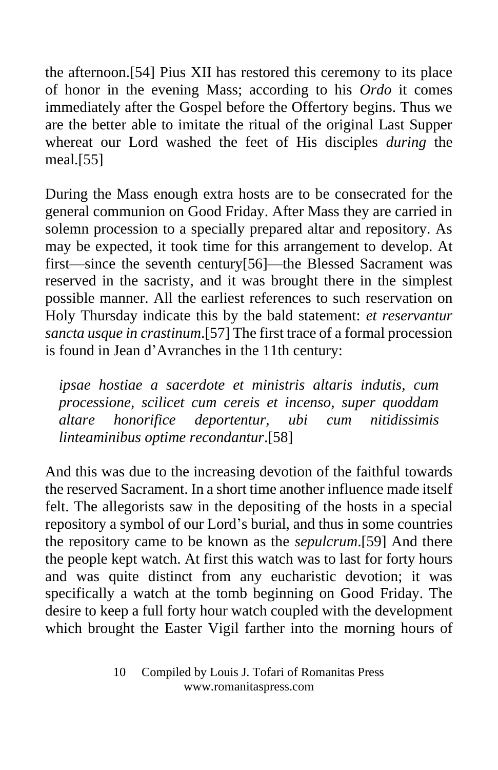the afternoon.[54] Pius XII has restored this ceremony to its place of honor in the evening Mass; according to his *Ordo* it comes immediately after the Gospel before the Offertory begins. Thus we are the better able to imitate the ritual of the original Last Supper whereat our Lord washed the feet of His disciples *during* the meal.[55]

During the Mass enough extra hosts are to be consecrated for the general communion on Good Friday. After Mass they are carried in solemn procession to a specially prepared altar and repository. As may be expected, it took time for this arrangement to develop. At first—since the seventh century[56]—the Blessed Sacrament was reserved in the sacristy, and it was brought there in the simplest possible manner. All the earliest references to such reservation on Holy Thursday indicate this by the bald statement: *et reservantur sancta usque in crastinum*.[57] The first trace of a formal procession is found in Jean d'Avranches in the 11th century:

> *ipsae hostiae a sacerdote et ministris altaris indutis, cum processione, scilicet cum cereis et incenso, super quoddam altare honorifice deportentur, ubi cum nitidissimis linteaminibus optime recondantur*.[58]

And this was due to the increasing devotion of the faithful towards the reserved Sacrament. In a short time another influence made itself felt. The allegorists saw in the depositing of the hosts in a special repository a symbol of our Lord's burial, and thus in some countries the repository came to be known as the *sepulcrum*.[59] And there the people kept watch. At first this watch was to last for forty hours and was quite distinct from any eucharistic devotion; it was specifically a watch at the tomb beginning on Good Friday. The desire to keep a full forty hour watch coupled with the development which brought the Easter Vigil farther into the morning hours of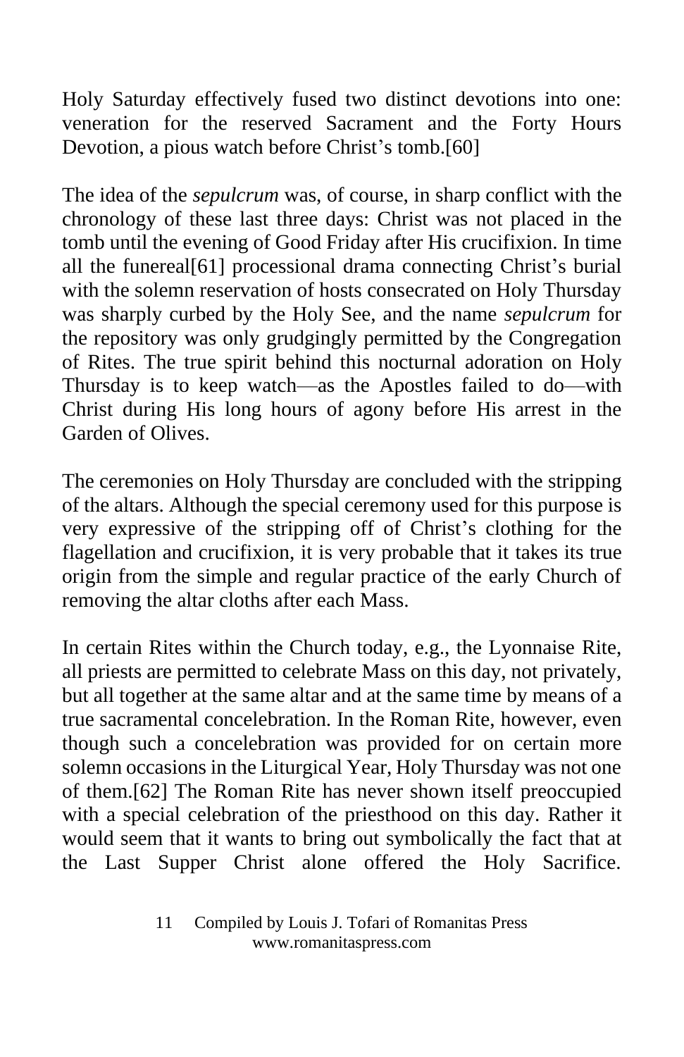Holy Saturday effectively fused two distinct devotions into one: veneration for the reserved Sacrament and the Forty Hours Devotion, a pious watch before Christ's tomb.[60]

The idea of the *sepulcrum* was, of course, in sharp conflict with the chronology of these last three days: Christ was not placed in the tomb until the evening of Good Friday after His crucifixion. In time all the funereal[61] processional drama connecting Christ's burial with the solemn reservation of hosts consecrated on Holy Thursday was sharply curbed by the Holy See, and the name *sepulcrum* for the repository was only grudgingly permitted by the Congregation of Rites. The true spirit behind this nocturnal adoration on Holy Thursday is to keep watch—as the Apostles failed to do—with Christ during His long hours of agony before His arrest in the Garden of Olives.

The ceremonies on Holy Thursday are concluded with the stripping of the altars. Although the special ceremony used for this purpose is very expressive of the stripping off of Christ's clothing for the flagellation and crucifixion, it is very probable that it takes its true origin from the simple and regular practice of the early Church of removing the altar cloths after each Mass.

In certain Rites within the Church today, e.g., the Lyonnaise Rite, all priests are permitted to celebrate Mass on this day, not privately, but all together at the same altar and at the same time by means of a true sacramental concelebration. In the Roman Rite, however, even though such a concelebration was provided for on certain more solemn occasions in the Liturgical Year, Holy Thursday was not one of them.[62] The Roman Rite has never shown itself preoccupied with a special celebration of the priesthood on this day. Rather it would seem that it wants to bring out symbolically the fact that at the Last Supper Christ alone offered the Holy Sacrifice.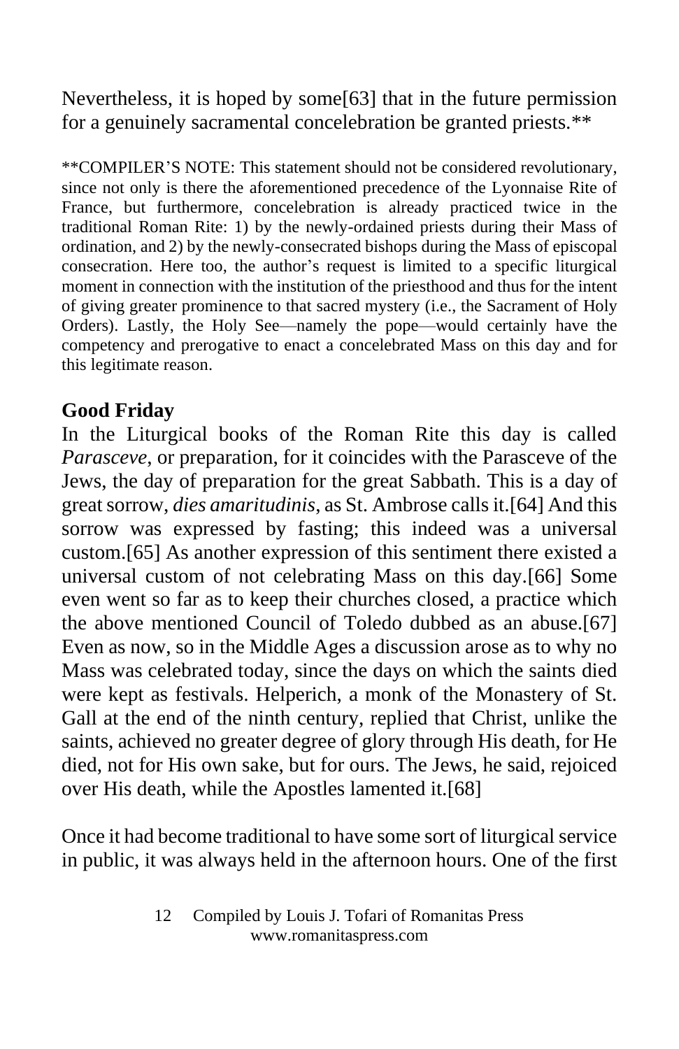Nevertheless, it is hoped by some[63] that in the future permission for a genuinely sacramental concelebration be granted priests.**

**COMPILER'S NOTE: This statement should not be considered revolutionary, since not only is there the aforementioned precedence of the Lyonnaise Rite of France, but furthermore, concelebration is already practiced twice in the traditional Roman Rite: 1) by the newly-ordained priests during their Mass of ordination, and 2) by the newly-consecrated bishops during the Mass of episcopal consecration. Here too, the author's request is limited to a specific liturgical moment in connection with the institution of the priesthood and thus for the intent of giving greater prominence to that sacred mystery (i.e., the Sacrament of Holy Orders). Lastly, the Holy See—namely the pope—would certainly have the competency and prerogative to enact a concelebrated Mass on this day and for this legitimate reason.

### Good Friday

In the Liturgical books of the Roman Rite this day is called *Parasceve*, or preparation, for it coincides with the Parasceve of the Jews, the day of preparation for the great Sabbath. This is a day of great sorrow, *dies amaritudinis*, as St. Ambrose calls it.[64] And this sorrow was expressed by fasting; this indeed was a universal custom.[65] As another expression of this sentiment there existed a universal custom of not celebrating Mass on this day.[66] Some even went so far as to keep their churches closed, a practice which the above mentioned Council of Toledo dubbed as an abuse.[67] Even as now, so in the Middle Ages a discussion arose as to why no Mass was celebrated today, since the days on which the saints died were kept as festivals. Helperich, a monk of the Monastery of St. Gall at the end of the ninth century, replied that Christ, unlike the saints, achieved no greater degree of glory through His death, for He died, not for His own sake, but for ours. The Jews, he said, rejoiced over His death, while the Apostles lamented it.[68]

Once it had become traditional to have some sort of liturgical service in public, it was always held in the afternoon hours. One of the first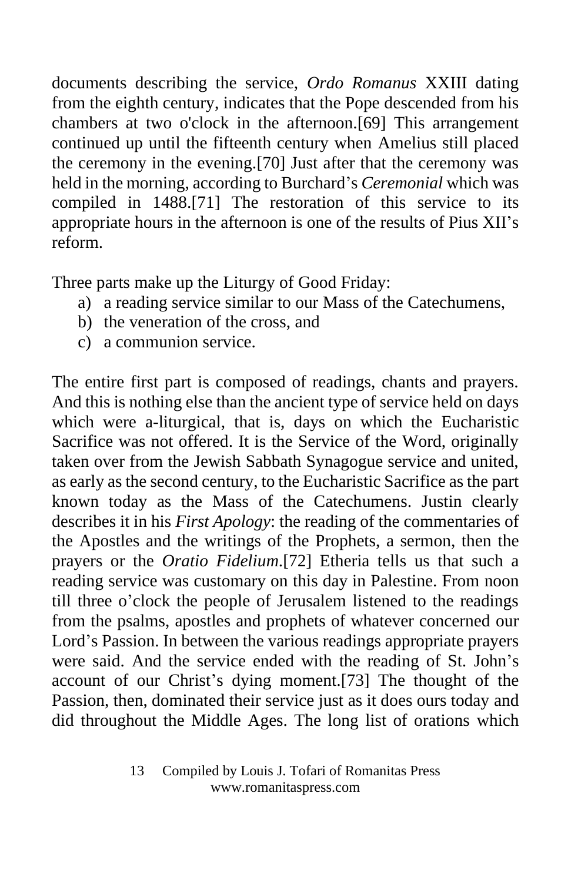documents describing the service, *Ordo Romanus* XXIII dating from the eighth century, indicates that the Pope descended from his chambers at two o'clock in the afternoon.[69] This arrangement continued up until the fifteenth century when Amelius still placed the ceremony in the evening.[70] Just after that the ceremony was held in the morning, according to Burchard's *Ceremonial* which was compiled in 1488.[71] The restoration of this service to its appropriate hours in the afternoon is one of the results of Pius XII's reform.

Three parts make up the Liturgy of Good Friday:

a) a reading service similar to our Mass of the Catechumens,
b) the veneration of the cross, and
c) a communion service.

The entire first part is composed of readings, chants and prayers. And this is nothing else than the ancient type of service held on days which were a-liturgical, that is, days on which the Eucharistic Sacrifice was not offered. It is the Service of the Word, originally taken over from the Jewish Sabbath Synagogue service and united, as early as the second century, to the Eucharistic Sacrifice as the part known today as the Mass of the Catechumens. Justin clearly describes it in his *First Apology*: the reading of the commentaries of the Apostles and the writings of the Prophets, a sermon, then the prayers or the *Oratio Fidelium*.[72] Etheria tells us that such a reading service was customary on this day in Palestine. From noon till three o'clock the people of Jerusalem listened to the readings from the psalms, apostles and prophets of whatever concerned our Lord's Passion. In between the various readings appropriate prayers were said. And the service ended with the reading of St. John's account of our Christ's dying moment.[73] The thought of the Passion, then, dominated their service just as it does ours today and did throughout the Middle Ages. The long list of orations which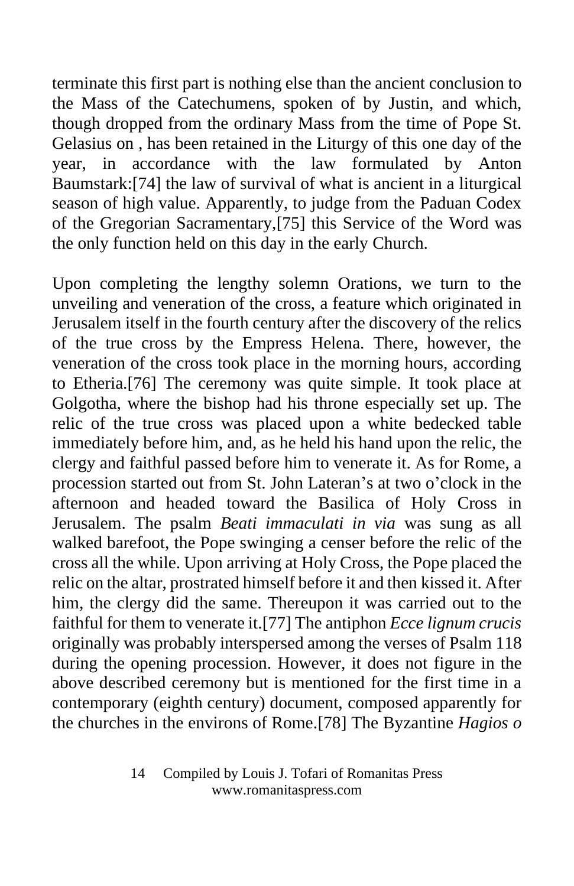terminate this first part is nothing else than the ancient conclusion to the Mass of the Catechumens, spoken of by Justin, and which, though dropped from the ordinary Mass from the time of Pope St. Gelasius on , has been retained in the Liturgy of this one day of the year, in accordance with the law formulated by Anton Baumstark:[74] the law of survival of what is ancient in a liturgical season of high value. Apparently, to judge from the Paduan Codex of the Gregorian Sacramentary,[75] this Service of the Word was the only function held on this day in the early Church.

Upon completing the lengthy solemn Orations, we turn to the unveiling and veneration of the cross, a feature which originated in Jerusalem itself in the fourth century after the discovery of the relics of the true cross by the Empress Helena. There, however, the veneration of the cross took place in the morning hours, according to Etheria.[76] The ceremony was quite simple. It took place at Golgotha, where the bishop had his throne especially set up. The relic of the true cross was placed upon a white bedecked table immediately before him, and, as he held his hand upon the relic, the clergy and faithful passed before him to venerate it. As for Rome, a procession started out from St. John Lateran's at two o'clock in the afternoon and headed toward the Basilica of Holy Cross in Jerusalem. The psalm *Beati immaculati in via* was sung as all walked barefoot, the Pope swinging a censer before the relic of the cross all the while. Upon arriving at Holy Cross, the Pope placed the relic on the altar, prostrated himself before it and then kissed it. After him, the clergy did the same. Thereupon it was carried out to the faithful for them to venerate it.[77] The antiphon *Ecce lignum crucis* originally was probably interspersed among the verses of Psalm 118 during the opening procession. However, it does not figure in the above described ceremony but is mentioned for the first time in a contemporary (eighth century) document, composed apparently for the churches in the environs of Rome.[78] The Byzantine *Hagios o*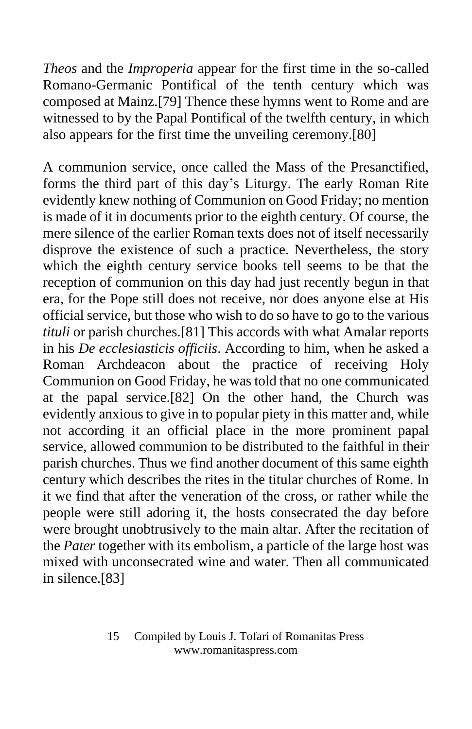*Theos* and the *Improperia* appear for the first time in the so-called Romano-Germanic Pontifical of the tenth century which was composed at Mainz.[79] Thence these hymns went to Rome and are witnessed to by the Papal Pontifical of the twelfth century, in which also appears for the first time the unveiling ceremony.[80]

A communion service, once called the Mass of the Presanctified, forms the third part of this day's Liturgy. The early Roman Rite evidently knew nothing of Communion on Good Friday; no mention is made of it in documents prior to the eighth century. Of course, the mere silence of the earlier Roman texts does not of itself necessarily disprove the existence of such a practice. Nevertheless, the story which the eighth century service books tell seems to be that the reception of communion on this day had just recently begun in that era, for the Pope still does not receive, nor does anyone else at His official service, but those who wish to do so have to go to the various *tituli* or parish churches.[81] This accords with what Amalar reports in his *De ecclesiasticis officiis*. According to him, when he asked a Roman Archdeacon about the practice of receiving Holy Communion on Good Friday, he was told that no one communicated at the papal service.[82] On the other hand, the Church was evidently anxious to give in to popular piety in this matter and, while not according it an official place in the more prominent papal service, allowed communion to be distributed to the faithful in their parish churches. Thus we find another document of this same eighth century which describes the rites in the titular churches of Rome. In it we find that after the veneration of the cross, or rather while the people were still adoring it, the hosts consecrated the day before were brought unobtrusively to the main altar. After the recitation of the *Pater* together with its embolism, a particle of the large host was mixed with unconsecrated wine and water. Then all communicated in silence.[83]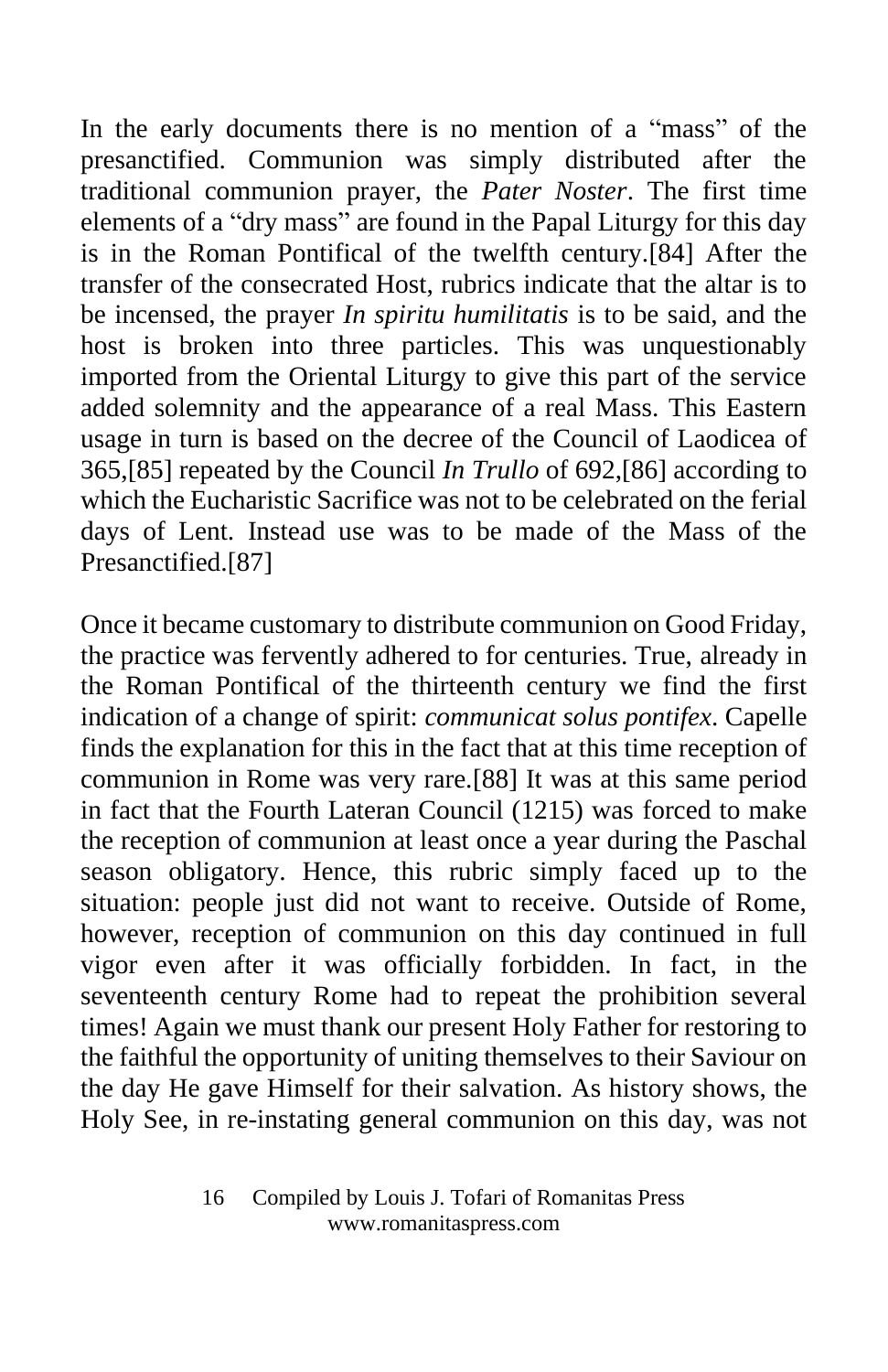In the early documents there is no mention of a "mass" of the presanctified. Communion was simply distributed after the traditional communion prayer, the *Pater Noster*. The first time elements of a "dry mass" are found in the Papal Liturgy for this day is in the Roman Pontifical of the twelfth century.[84] After the transfer of the consecrated Host, rubrics indicate that the altar is to be incensed, the prayer *In spiritu humilitatis* is to be said, and the host is broken into three particles. This was unquestionably imported from the Oriental Liturgy to give this part of the service added solemnity and the appearance of a real Mass. This Eastern usage in turn is based on the decree of the Council of Laodicea of 365,[85] repeated by the Council *In Trullo* of 692,[86] according to which the Eucharistic Sacrifice was not to be celebrated on the ferial days of Lent. Instead use was to be made of the Mass of the Presanctified.[87]

Once it became customary to distribute communion on Good Friday, the practice was fervently adhered to for centuries. True, already in the Roman Pontifical of the thirteenth century we find the first indication of a change of spirit: *communicat solus pontifex*. Capelle finds the explanation for this in the fact that at this time reception of communion in Rome was very rare.[88] It was at this same period in fact that the Fourth Lateran Council (1215) was forced to make the reception of communion at least once a year during the Paschal season obligatory. Hence, this rubric simply faced up to the situation: people just did not want to receive. Outside of Rome, however, reception of communion on this day continued in full vigor even after it was officially forbidden. In fact, in the seventeenth century Rome had to repeat the prohibition several times! Again we must thank our present Holy Father for restoring to the faithful the opportunity of uniting themselves to their Saviour on the day He gave Himself for their salvation. As history shows, the Holy See, in re-instating general communion on this day, was not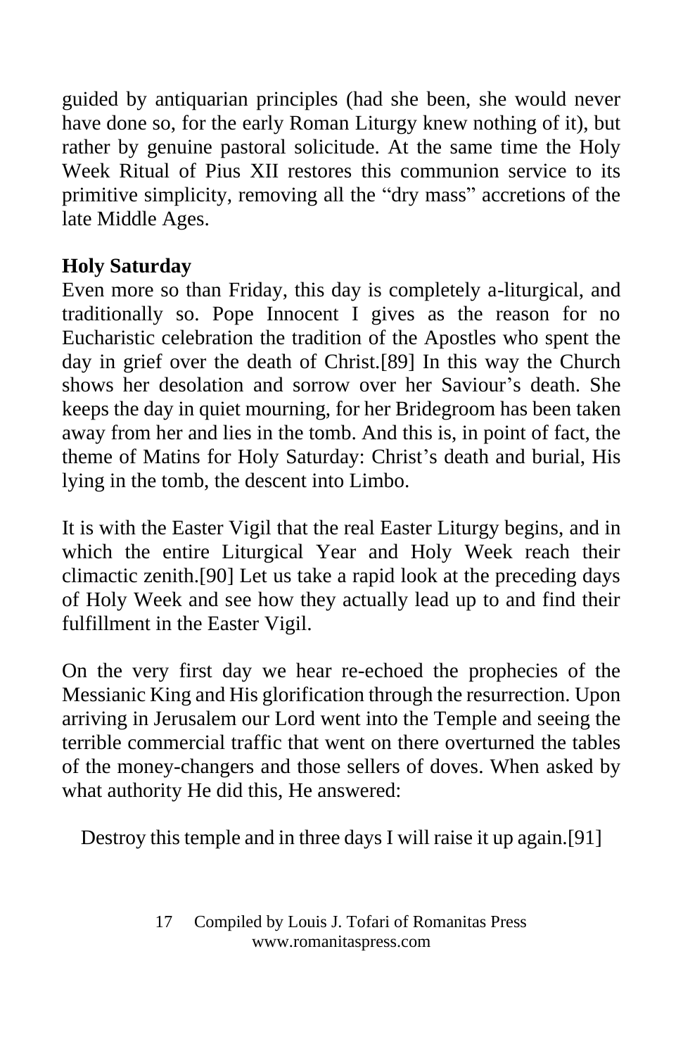guided by antiquarian principles (had she been, she would never have done so, for the early Roman Liturgy knew nothing of it), but rather by genuine pastoral solicitude. At the same time the Holy Week Ritual of Pius XII restores this communion service to its primitive simplicity, removing all the "dry mass" accretions of the late Middle Ages.

**Holy Saturday**

Even more so than Friday, this day is completely a-liturgical, and traditionally so. Pope Innocent I gives as the reason for no Eucharistic celebration the tradition of the Apostles who spent the day in grief over the death of Christ.[89] In this way the Church shows her desolation and sorrow over her Saviour's death. She keeps the day in quiet mourning, for her Bridegroom has been taken away from her and lies in the tomb. And this is, in point of fact, the theme of Matins for Holy Saturday: Christ's death and burial, His lying in the tomb, the descent into Limbo.

It is with the Easter Vigil that the real Easter Liturgy begins, and in which the entire Liturgical Year and Holy Week reach their climactic zenith.[90] Let us take a rapid look at the preceding days of Holy Week and see how they actually lead up to and find their fulfillment in the Easter Vigil.

On the very first day we hear re-echoed the prophecies of the Messianic King and His glorification through the resurrection. Upon arriving in Jerusalem our Lord went into the Temple and seeing the terrible commercial traffic that went on there overturned the tables of the money-changers and those sellers of doves. When asked by what authority He did this, He answered:

> Destroy this temple and in three days I will raise it up again.[91]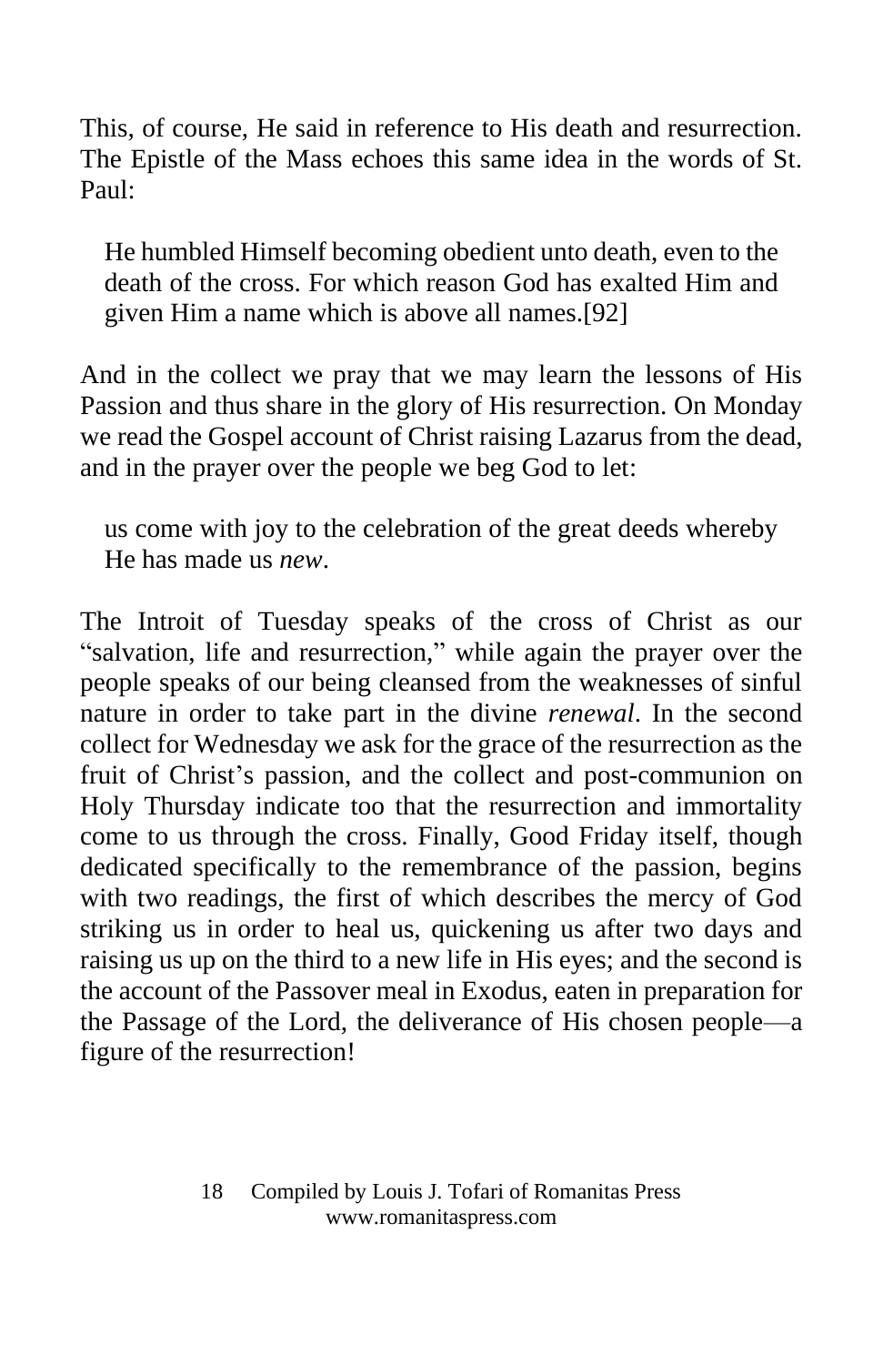This, of course, He said in reference to His death and resurrection. The Epistle of the Mass echoes this same idea in the words of St. Paul:

> He humbled Himself becoming obedient unto death, even to the death of the cross. For which reason God has exalted Him and given Him a name which is above all names.[92]

And in the collect we pray that we may learn the lessons of His Passion and thus share in the glory of His resurrection. On Monday we read the Gospel account of Christ raising Lazarus from the dead, and in the prayer over the people we beg God to let:

> us come with joy to the celebration of the great deeds whereby He has made us *new*.

The Introit of Tuesday speaks of the cross of Christ as our "salvation, life and resurrection," while again the prayer over the people speaks of our being cleansed from the weaknesses of sinful nature in order to take part in the divine *renewal*. In the second collect for Wednesday we ask for the grace of the resurrection as the fruit of Christ's passion, and the collect and post-communion on Holy Thursday indicate too that the resurrection and immortality come to us through the cross. Finally, Good Friday itself, though dedicated specifically to the remembrance of the passion, begins with two readings, the first of which describes the mercy of God striking us in order to heal us, quickening us after two days and raising us up on the third to a new life in His eyes; and the second is the account of the Passover meal in Exodus, eaten in preparation for the Passage of the Lord, the deliverance of His chosen people—a figure of the resurrection!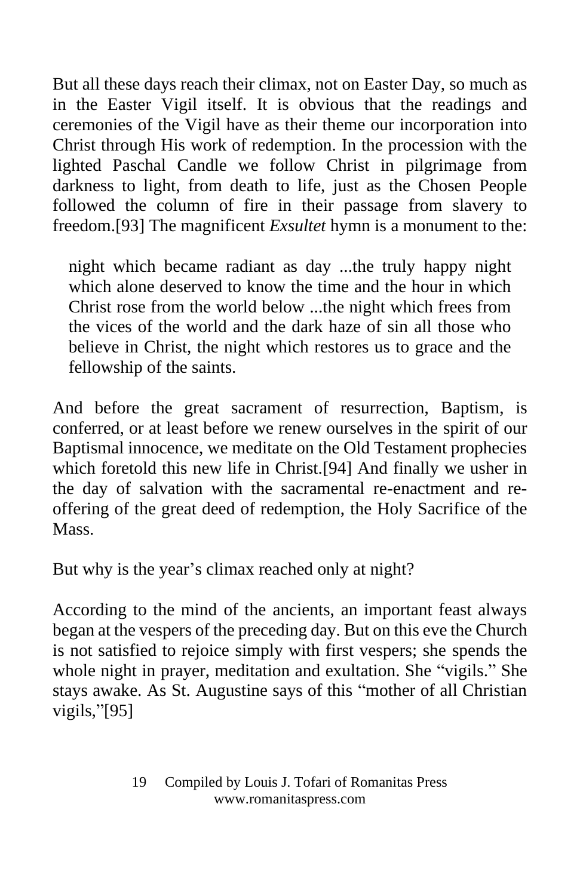But all these days reach their climax, not on Easter Day, so much as in the Easter Vigil itself. It is obvious that the readings and ceremonies of the Vigil have as their theme our incorporation into Christ through His work of redemption. In the procession with the lighted Paschal Candle we follow Christ in pilgrimage from darkness to light, from death to life, just as the Chosen People followed the column of fire in their passage from slavery to freedom.[93] The magnificent *Exsultet* hymn is a monument to the:

> night which became radiant as day ...the truly happy night which alone deserved to know the time and the hour in which Christ rose from the world below ...the night which frees from the vices of the world and the dark haze of sin all those who believe in Christ, the night which restores us to grace and the fellowship of the saints.

And before the great sacrament of resurrection, Baptism, is conferred, or at least before we renew ourselves in the spirit of our Baptismal innocence, we meditate on the Old Testament prophecies which foretold this new life in Christ.[94] And finally we usher in the day of salvation with the sacramental re-enactment and re-offering of the great deed of redemption, the Holy Sacrifice of the Mass.

But why is the year's climax reached only at night?

According to the mind of the ancients, an important feast always began at the vespers of the preceding day. But on this eve the Church is not satisfied to rejoice simply with first vespers; she spends the whole night in prayer, meditation and exultation. She "vigils." She stays awake. As St. Augustine says of this "mother of all Christian vigils,"[95]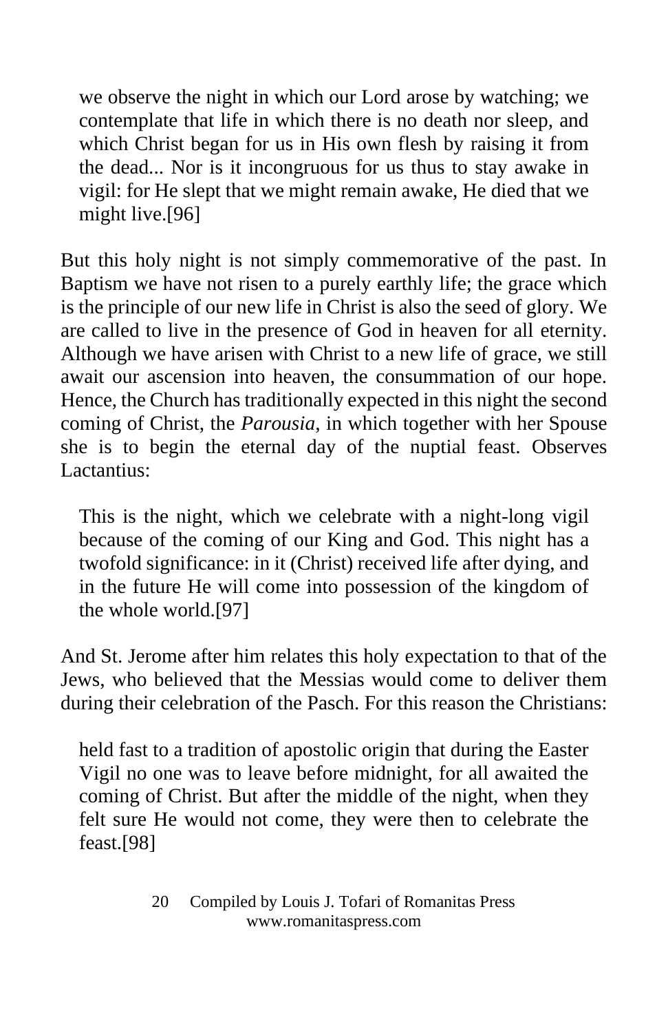> we observe the night in which our Lord arose by watching; we contemplate that life in which there is no death nor sleep, and which Christ began for us in His own flesh by raising it from the dead... Nor is it incongruous for us thus to stay awake in vigil: for He slept that we might remain awake, He died that we might live.[96]

But this holy night is not simply commemorative of the past. In Baptism we have not risen to a purely earthly life; the grace which is the principle of our new life in Christ is also the seed of glory. We are called to live in the presence of God in heaven for all eternity. Although we have arisen with Christ to a new life of grace, we still await our ascension into heaven, the consummation of our hope. Hence, the Church has traditionally expected in this night the second coming of Christ, the *Parousia*, in which together with her Spouse she is to begin the eternal day of the nuptial feast. Observes Lactantius:

> This is the night, which we celebrate with a night-long vigil because of the coming of our King and God. This night has a twofold significance: in it (Christ) received life after dying, and in the future He will come into possession of the kingdom of the whole world.[97]

And St. Jerome after him relates this holy expectation to that of the Jews, who believed that the Messias would come to deliver them during their celebration of the Pasch. For this reason the Christians:

> held fast to a tradition of apostolic origin that during the Easter Vigil no one was to leave before midnight, for all awaited the coming of Christ. But after the middle of the night, when they felt sure He would not come, they were then to celebrate the feast.[98]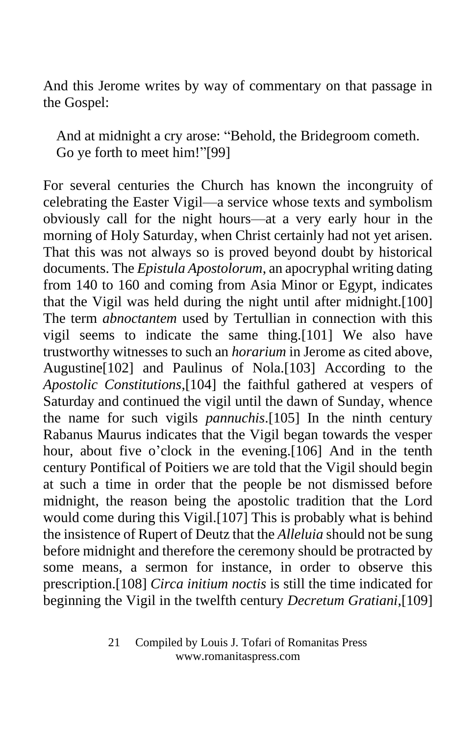And this Jerome writes by way of commentary on that passage in the Gospel:

> And at midnight a cry arose: “Behold, the Bridegroom cometh. Go ye forth to meet him!”[99]

For several centuries the Church has known the incongruity of celebrating the Easter Vigil—a service whose texts and symbolism obviously call for the night hours—at a very early hour in the morning of Holy Saturday, when Christ certainly had not yet arisen. That this was not always so is proved beyond doubt by historical documents. The *Epistula Apostolorum*, an apocryphal writing dating from 140 to 160 and coming from Asia Minor or Egypt, indicates that the Vigil was held during the night until after midnight.[100] The term *abnoctantem* used by Tertullian in connection with this vigil seems to indicate the same thing.[101] We also have trustworthy witnesses to such an *horarium* in Jerome as cited above, Augustine[102] and Paulinus of Nola.[103] According to the *Apostolic Constitutions*,[104] the faithful gathered at vespers of Saturday and continued the vigil until the dawn of Sunday, whence the name for such vigils *pannuchis*.[105] In the ninth century Rabanus Maurus indicates that the Vigil began towards the vesper hour, about five o’clock in the evening.[106] And in the tenth century Pontifical of Poitiers we are told that the Vigil should begin at such a time in order that the people be not dismissed before midnight, the reason being the apostolic tradition that the Lord would come during this Vigil.[107] This is probably what is behind the insistence of Rupert of Deutz that the *Alleluia* should not be sung before midnight and therefore the ceremony should be protracted by some means, a sermon for instance, in order to observe this prescription.[108] *Circa initium noctis* is still the time indicated for beginning the Vigil in the twelfth century *Decretum Gratiani*,[109]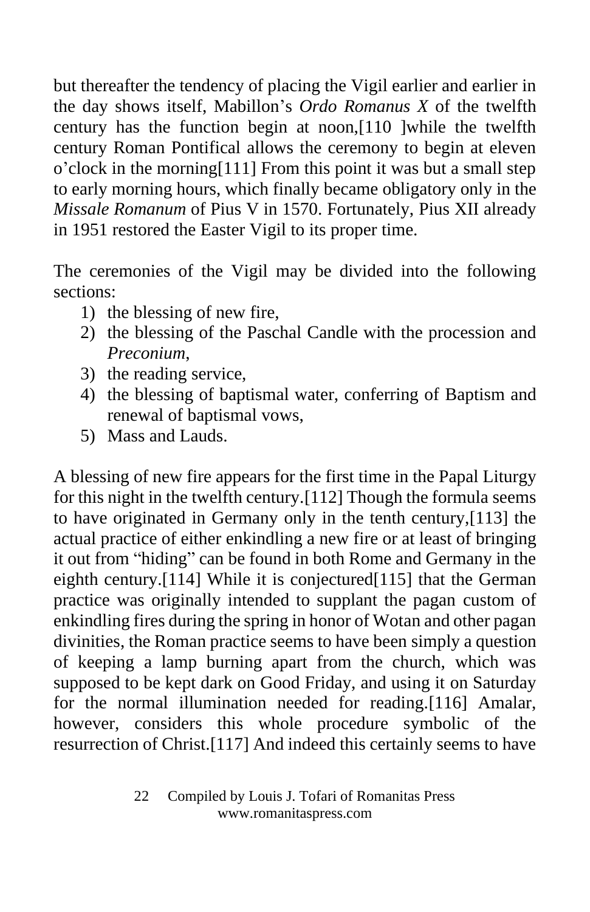but thereafter the tendency of placing the Vigil earlier and earlier in the day shows itself, Mabillon's *Ordo Romanus X* of the twelfth century has the function begin at noon,[110 ]while the twelfth century Roman Pontifical allows the ceremony to begin at eleven o'clock in the morning[111] From this point it was but a small step to early morning hours, which finally became obligatory only in the *Missale Romanum* of Pius V in 1570. Fortunately, Pius XII already in 1951 restored the Easter Vigil to its proper time.

The ceremonies of the Vigil may be divided into the following sections:

1) the blessing of new fire,
2) the blessing of the Paschal Candle with the procession and *Preconium*,
3) the reading service,
4) the blessing of baptismal water, conferring of Baptism and renewal of baptismal vows,
5) Mass and Lauds.

A blessing of new fire appears for the first time in the Papal Liturgy for this night in the twelfth century.[112] Though the formula seems to have originated in Germany only in the tenth century,[113] the actual practice of either enkindling a new fire or at least of bringing it out from "hiding" can be found in both Rome and Germany in the eighth century.[114] While it is conjectured[115] that the German practice was originally intended to supplant the pagan custom of enkindling fires during the spring in honor of Wotan and other pagan divinities, the Roman practice seems to have been simply a question of keeping a lamp burning apart from the church, which was supposed to be kept dark on Good Friday, and using it on Saturday for the normal illumination needed for reading.[116] Amalar, however, considers this whole procedure symbolic of the resurrection of Christ.[117] And indeed this certainly seems to have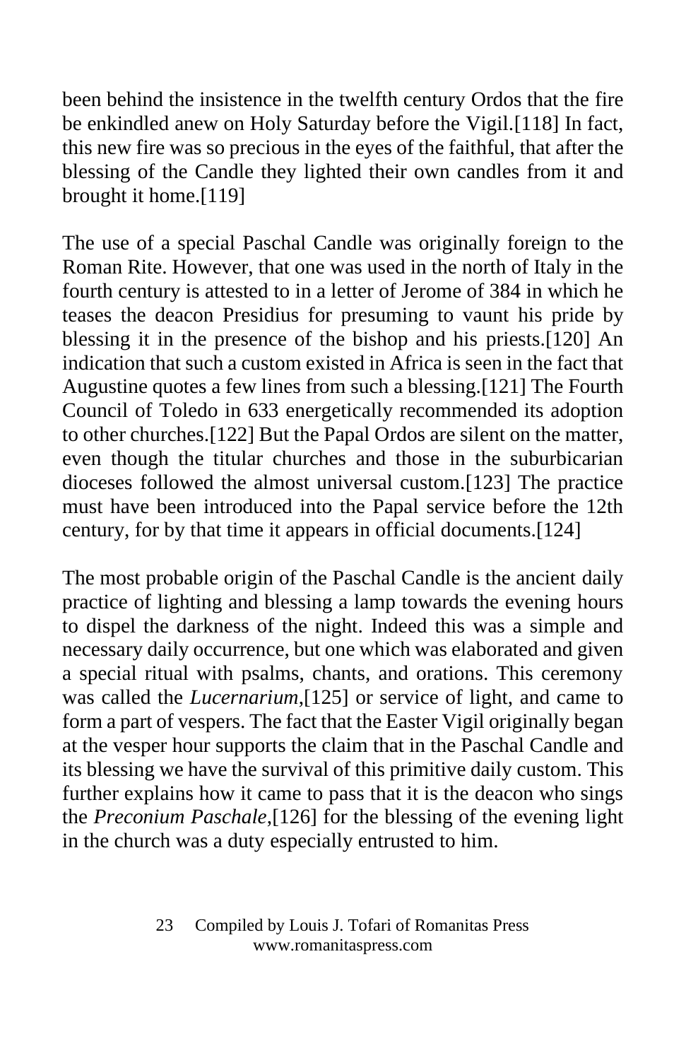been behind the insistence in the twelfth century Ordos that the fire be enkindled anew on Holy Saturday before the Vigil.[118] In fact, this new fire was so precious in the eyes of the faithful, that after the blessing of the Candle they lighted their own candles from it and brought it home.[119]

The use of a special Paschal Candle was originally foreign to the Roman Rite. However, that one was used in the north of Italy in the fourth century is attested to in a letter of Jerome of 384 in which he teases the deacon Presidius for presuming to vaunt his pride by blessing it in the presence of the bishop and his priests.[120] An indication that such a custom existed in Africa is seen in the fact that Augustine quotes a few lines from such a blessing.[121] The Fourth Council of Toledo in 633 energetically recommended its adoption to other churches.[122] But the Papal Ordos are silent on the matter, even though the titular churches and those in the suburbicarian dioceses followed the almost universal custom.[123] The practice must have been introduced into the Papal service before the 12th century, for by that time it appears in official documents.[124]

The most probable origin of the Paschal Candle is the ancient daily practice of lighting and blessing a lamp towards the evening hours to dispel the darkness of the night. Indeed this was a simple and necessary daily occurrence, but one which was elaborated and given a special ritual with psalms, chants, and orations. This ceremony was called the *Lucernarium*,[125] or service of light, and came to form a part of vespers. The fact that the Easter Vigil originally began at the vesper hour supports the claim that in the Paschal Candle and its blessing we have the survival of this primitive daily custom. This further explains how it came to pass that it is the deacon who sings the *Preconium Paschale*,[126] for the blessing of the evening light in the church was a duty especially entrusted to him.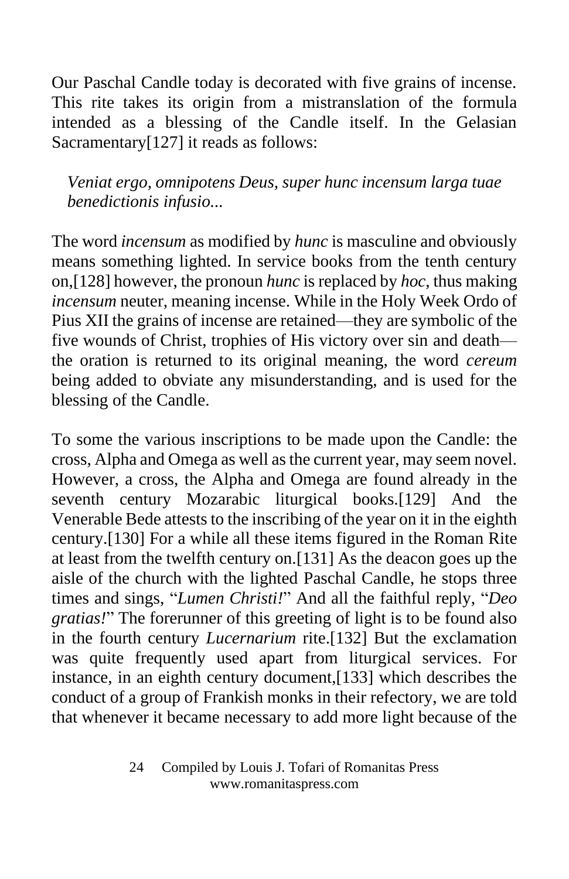Our Paschal Candle today is decorated with five grains of incense. This rite takes its origin from a mistranslation of the formula intended as a blessing of the Candle itself. In the Gelasian Sacramentary[127] it reads as follows:

> *Veniat ergo, omnipotens Deus, super hunc incensum larga tuae benedictionis infusio...*

The word *incensum* as modified by *hunc* is masculine and obviously means something lighted. In service books from the tenth century on,[128] however, the pronoun *hunc* is replaced by *hoc*, thus making *incensum* neuter, meaning incense. While in the Holy Week Ordo of Pius XII the grains of incense are retained—they are symbolic of the five wounds of Christ, trophies of His victory over sin and death—the oration is returned to its original meaning, the word *cereum* being added to obviate any misunderstanding, and is used for the blessing of the Candle.

To some the various inscriptions to be made upon the Candle: the cross, Alpha and Omega as well as the current year, may seem novel. However, a cross, the Alpha and Omega are found already in the seventh century Mozarabic liturgical books.[129] And the Venerable Bede attests to the inscribing of the year on it in the eighth century.[130] For a while all these items figured in the Roman Rite at least from the twelfth century on.[131] As the deacon goes up the aisle of the church with the lighted Paschal Candle, he stops three times and sings, "*Lumen Christi!*" And all the faithful reply, "*Deo gratias!*" The forerunner of this greeting of light is to be found also in the fourth century *Lucernarium* rite.[132] But the exclamation was quite frequently used apart from liturgical services. For instance, in an eighth century document,[133] which describes the conduct of a group of Frankish monks in their refectory, we are told that whenever it became necessary to add more light because of the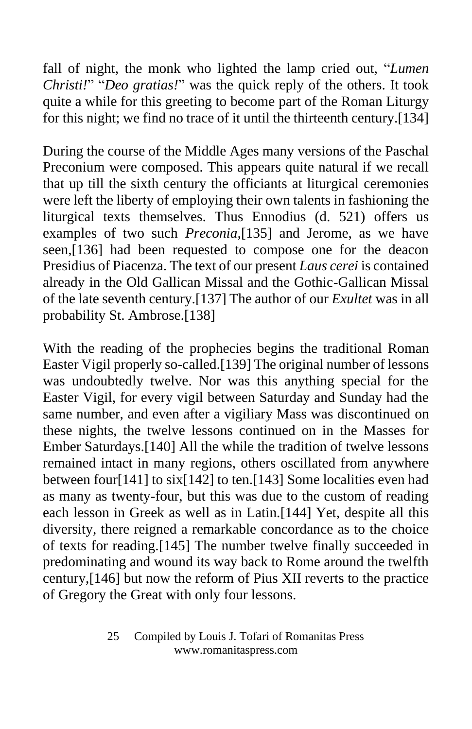fall of night, the monk who lighted the lamp cried out, "*Lumen Christi!*" "*Deo gratias!*" was the quick reply of the others. It took quite a while for this greeting to become part of the Roman Liturgy for this night; we find no trace of it until the thirteenth century.[134]

During the course of the Middle Ages many versions of the Paschal Preconium were composed. This appears quite natural if we recall that up till the sixth century the officiants at liturgical ceremonies were left the liberty of employing their own talents in fashioning the liturgical texts themselves. Thus Ennodius (d. 521) offers us examples of two such *Preconia*,[135] and Jerome, as we have seen,[136] had been requested to compose one for the deacon Presidius of Piacenza. The text of our present *Laus cerei* is contained already in the Old Gallican Missal and the Gothic-Gallican Missal of the late seventh century.[137] The author of our *Exultet* was in all probability St. Ambrose.[138]

With the reading of the prophecies begins the traditional Roman Easter Vigil properly so-called.[139] The original number of lessons was undoubtedly twelve. Nor was this anything special for the Easter Vigil, for every vigil between Saturday and Sunday had the same number, and even after a vigiliary Mass was discontinued on these nights, the twelve lessons continued on in the Masses for Ember Saturdays.[140] All the while the tradition of twelve lessons remained intact in many regions, others oscillated from anywhere between four[141] to six[142] to ten.[143] Some localities even had as many as twenty-four, but this was due to the custom of reading each lesson in Greek as well as in Latin.[144] Yet, despite all this diversity, there reigned a remarkable concordance as to the choice of texts for reading.[145] The number twelve finally succeeded in predominating and wound its way back to Rome around the twelfth century,[146] but now the reform of Pius XII reverts to the practice of Gregory the Great with only four lessons.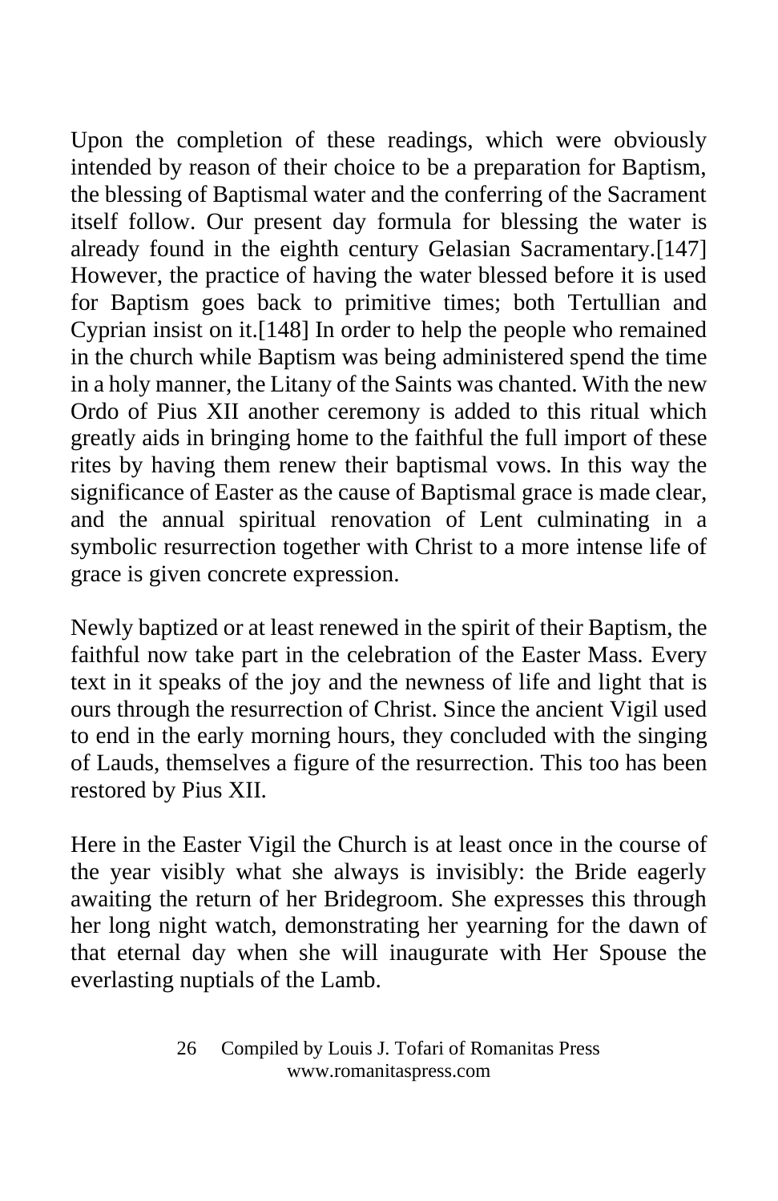Upon the completion of these readings, which were obviously intended by reason of their choice to be a preparation for Baptism, the blessing of Baptismal water and the conferring of the Sacrament itself follow. Our present day formula for blessing the water is already found in the eighth century Gelasian Sacramentary.[147] However, the practice of having the water blessed before it is used for Baptism goes back to primitive times; both Tertullian and Cyprian insist on it.[148] In order to help the people who remained in the church while Baptism was being administered spend the time in a holy manner, the Litany of the Saints was chanted. With the new Ordo of Pius XII another ceremony is added to this ritual which greatly aids in bringing home to the faithful the full import of these rites by having them renew their baptismal vows. In this way the significance of Easter as the cause of Baptismal grace is made clear, and the annual spiritual renovation of Lent culminating in a symbolic resurrection together with Christ to a more intense life of grace is given concrete expression.

Newly baptized or at least renewed in the spirit of their Baptism, the faithful now take part in the celebration of the Easter Mass. Every text in it speaks of the joy and the newness of life and light that is ours through the resurrection of Christ. Since the ancient Vigil used to end in the early morning hours, they concluded with the singing of Lauds, themselves a figure of the resurrection. This too has been restored by Pius XII.

Here in the Easter Vigil the Church is at least once in the course of the year visibly what she always is invisibly: the Bride eagerly awaiting the return of her Bridegroom. She expresses this through her long night watch, demonstrating her yearning for the dawn of that eternal day when she will inaugurate with Her Spouse the everlasting nuptials of the Lamb.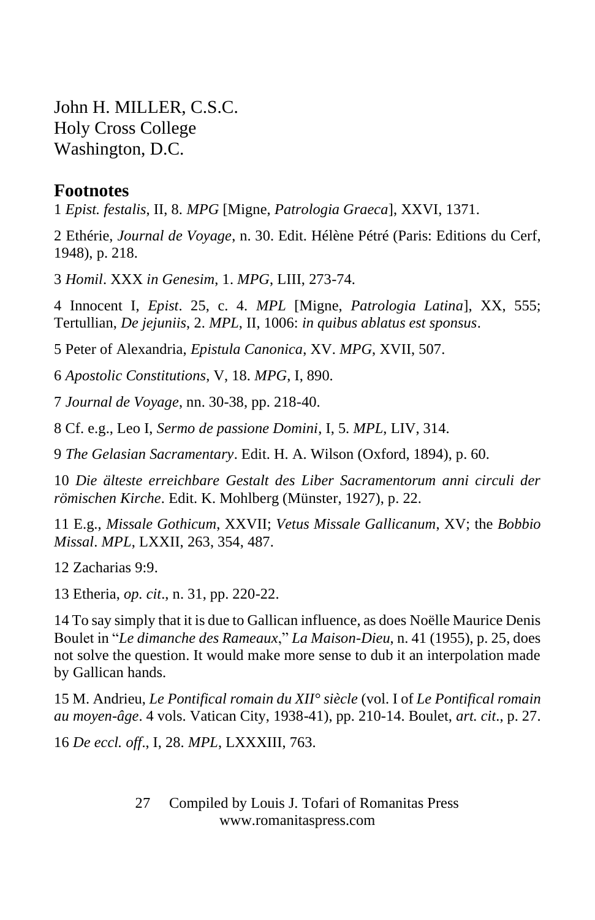John H. MILLER, C.S.C.
Holy Cross College
Washington, D.C.

## Footnotes

1 *Epist. festalis*, II, 8. *MPG* [Migne, *Patrologia Graeca*], XXVI, 1371.

2 Ethérie, *Journal de Voyage*, n. 30. Edit. Hélène Pétré (Paris: Editions du Cerf, 1948), p. 218.

3 *Homil*. XXX *in Genesim*, 1. *MPG*, LIII, 273-74.

4 Innocent I, *Epist*. 25, c. 4. *MPL* [Migne, *Patrologia Latina*], XX, 555; Tertullian, *De jejuniis*, 2. *MPL*, II, 1006: *in quibus ablatus est sponsus*.

5 Peter of Alexandria, *Epistula Canonica*, XV. *MPG*, XVII, 507.

6 *Apostolic Constitutions*, V, 18. *MPG*, I, 890.

7 *Journal de Voyage*, nn. 30-38, pp. 218-40.

8 Cf. e.g., Leo I, *Sermo de passione Domini*, I, 5. *MPL*, LIV, 314.

9 *The Gelasian Sacramentary*. Edit. H. A. Wilson (Oxford, 1894), p. 60.

10 *Die älteste erreichbare Gestalt des Liber Sacramentorum anni circuli der römischen Kirche*. Edit. K. Mohlberg (Münster, 1927), p. 22.

11 E.g., *Missale Gothicum*, XXVII; *Vetus Missale Gallicanum*, XV; the *Bobbio Missal*. *MPL*, LXXII, 263, 354, 487.

12 Zacharias 9:9.

13 Etheria, *op. cit*., n. 31, pp. 220-22.

14 To say simply that it is due to Gallican influence, as does Noëlle Maurice Denis Boulet in "*Le dimanche des Rameaux*," *La Maison-Dieu*, n. 41 (1955), p. 25, does not solve the question. It would make more sense to dub it an interpolation made by Gallican hands.

15 M. Andrieu, *Le Pontifical romain du XII° siècle* (vol. I of *Le Pontifical romain au moyen-âge*. 4 vols. Vatican City, 1938-41), pp. 210-14. Boulet, *art. cit*., p. 27.

16 *De eccl. off*., I, 28. *MPL*, LXXXIII, 763.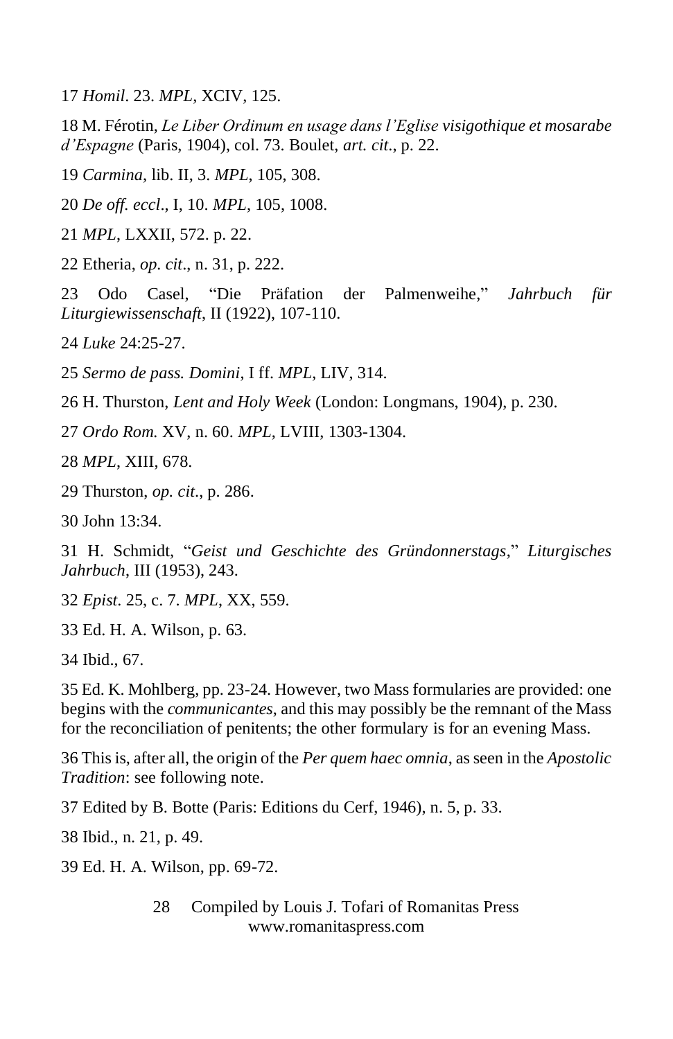17 *Homil*. 23. *MPL*, XCIV, 125.

18 M. Férotin, *Le Liber Ordinum en usage dans l'Eglise visigothique et mosarabe d'Espagne* (Paris, 1904), col. 73. Boulet, *art. cit*., p. 22.

19 *Carmina*, lib. II, 3. *MPL*, 105, 308.

20 *De off. eccl*., I, 10. *MPL*, 105, 1008.

21 *MPL*, LXXII, 572. p. 22.

22 Etheria, *op. cit*., n. 31, p. 222.

23 Odo Casel, "Die Präfation der Palmenweihe," *Jahrbuch für Liturgiewissenschaft*, II (1922), 107-110.

24 *Luke* 24:25-27.

25 *Sermo de pass. Domini*, I ff. *MPL*, LIV, 314.

26 H. Thurston, *Lent and Holy Week* (London: Longmans, 1904), p. 230.

27 *Ordo Rom.* XV, n. 60. *MPL*, LVIII, 1303-1304.

28 *MPL*, XIII, 678.

29 Thurston, *op. cit*., p. 286.

30 John 13:34.

31 H. Schmidt, "*Geist und Geschichte des Gründonnerstags*," *Liturgisches Jahrbuch*, III (1953), 243.

32 *Epist*. 25, c. 7. *MPL*, XX, 559.

33 Ed. H. A. Wilson, p. 63.

34 Ibid., 67.

35 Ed. K. Mohlberg, pp. 23-24. However, two Mass formularies are provided: one begins with the *communicantes*, and this may possibly be the remnant of the Mass for the reconciliation of penitents; the other formulary is for an evening Mass.

36 This is, after all, the origin of the *Per quem haec omnia*, as seen in the *Apostolic Tradition*: see following note.

37 Edited by B. Botte (Paris: Editions du Cerf, 1946), n. 5, p. 33.

38 Ibid., n. 21, p. 49.

39 Ed. H. A. Wilson, pp. 69-72.

Compiled by Louis J. Tofari of Romanitas Press
www.romanitaspress.com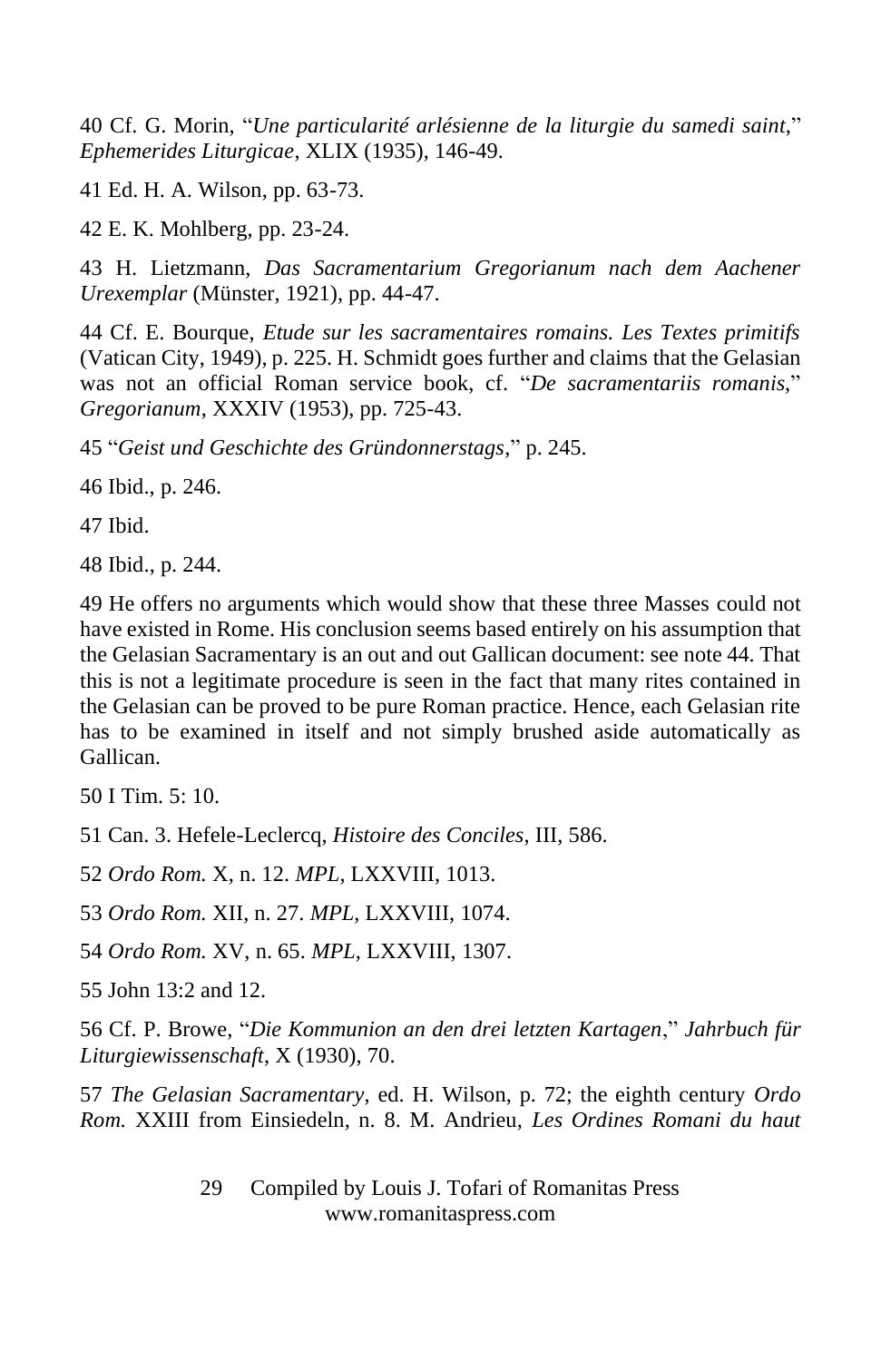40 Cf. G. Morin, "*Une particularité arlésienne de la liturgie du samedi saint*," *Ephemerides Liturgicae*, XLIX (1935), 146-49.

41 Ed. H. A. Wilson, pp. 63-73.

42 E. K. Mohlberg, pp. 23-24.

43 H. Lietzmann, *Das Sacramentarium Gregorianum nach dem Aachener Urexemplar* (Münster, 1921), pp. 44-47.

44 Cf. E. Bourque, *Etude sur les sacramentaires romains. Les Textes primitifs* (Vatican City, 1949), p. 225. H. Schmidt goes further and claims that the Gelasian was not an official Roman service book, cf. "*De sacramentariis romanis*," *Gregorianum*, XXXIV (1953), pp. 725-43.

45 "*Geist und Geschichte des Gründonnerstags*," p. 245.

46 Ibid., p. 246.

47 Ibid.

48 Ibid., p. 244.

49 He offers no arguments which would show that these three Masses could not have existed in Rome. His conclusion seems based entirely on his assumption that the Gelasian Sacramentary is an out and out Gallican document: see note 44. That this is not a legitimate procedure is seen in the fact that many rites contained in the Gelasian can be proved to be pure Roman practice. Hence, each Gelasian rite has to be examined in itself and not simply brushed aside automatically as Gallican.

50 I Tim. 5: 10.

51 Can. 3. Hefele-Leclercq, *Histoire des Conciles*, III, 586.

52 *Ordo Rom.* X, n. 12. *MPL*, LXXVIII, 1013.

53 *Ordo Rom.* XII, n. 27. *MPL*, LXXVIII, 1074.

54 *Ordo Rom.* XV, n. 65. *MPL*, LXXVIII, 1307.

55 John 13:2 and 12.

56 Cf. P. Browe, "*Die Kommunion an den drei letzten Kartagen*," *Jahrbuch für Liturgiewissenschaft*, X (1930), 70.

57 *The Gelasian Sacramentary*, ed. H. Wilson, p. 72; the eighth century *Ordo Rom.* XXIII from Einsiedeln, n. 8. M. Andrieu, *Les Ordines Romani du haut*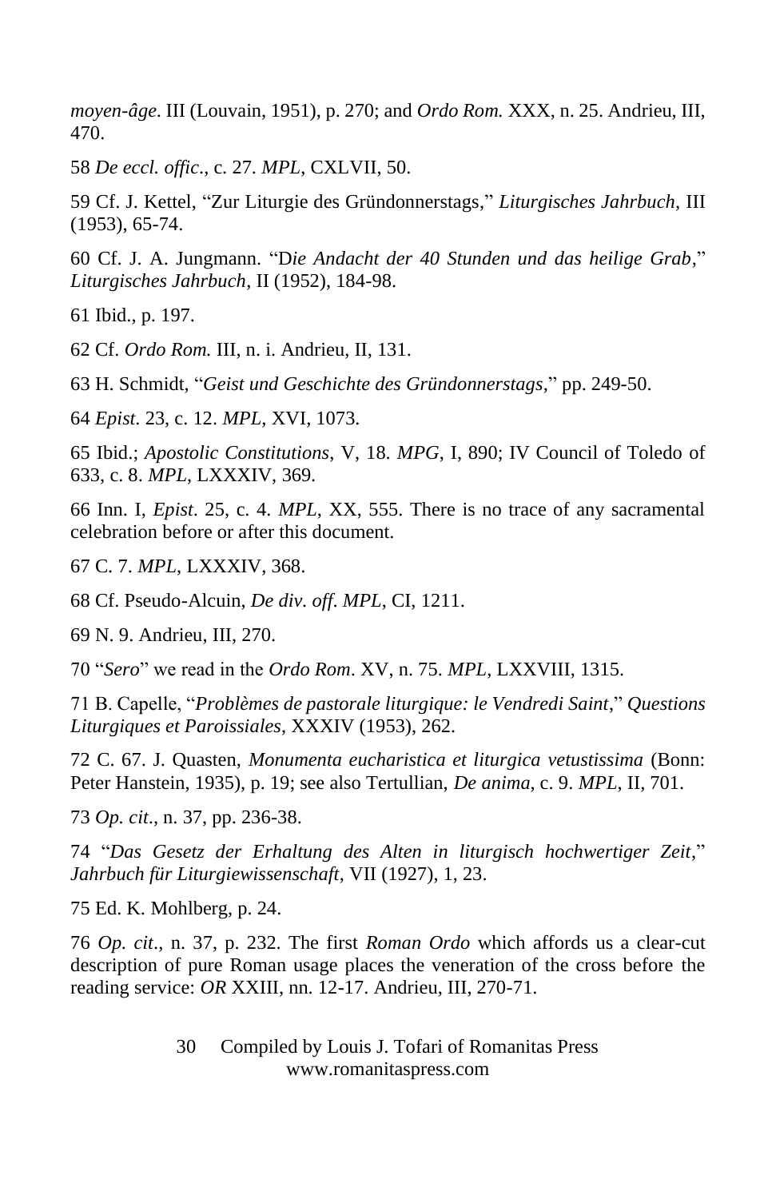*moyen-âge*. III (Louvain, 1951), p. 270; and *Ordo Rom.* XXX, n. 25. Andrieu, III, 470.

58 *De eccl. offic*., c. 27. *MPL*, CXLVII, 50.

59 Cf. J. Kettel, "Zur Liturgie des Gründonnerstags," *Liturgisches Jahrbuch*, III (1953), 65-74.

60 Cf. J. A. Jungmann. "D*ie Andacht der 40 Stunden und das heilige Grab*," *Liturgisches Jahrbuch*, II (1952), 184-98.

61 Ibid., p. 197.

62 Cf. *Ordo Rom.* III, n. i. Andrieu, II, 131.

63 H. Schmidt, "*Geist und Geschichte des Gründonnerstags*," pp. 249-50.

64 *Epist*. 23, c. 12. *MPL*, XVI, 1073.

65 Ibid.; *Apostolic Constitutions*, V, 18. *MPG*, I, 890; IV Council of Toledo of 633, c. 8. *MPL*, LXXXIV, 369.

66 Inn. I, *Epist*. 25, c. 4. *MPL*, XX, 555. There is no trace of any sacramental celebration before or after this document.

67 C. 7. *MPL*, LXXXIV, 368.

68 Cf. Pseudo-Alcuin, *De div. off*. *MPL*, CI, 1211.

69 N. 9. Andrieu, III, 270.

70 "*Sero*" we read in the *Ordo Rom*. XV, n. 75. *MPL*, LXXVIII, 1315.

71 B. Capelle, "*Problèmes de pastorale liturgique: le Vendredi Saint*," *Questions Liturgiques et Paroissiales*, XXXIV (1953), 262.

72 C. 67. J. Quasten, *Monumenta eucharistica et liturgica vetustissima* (Bonn: Peter Hanstein, 1935), p. 19; see also Tertullian, *De anima*, c. 9. *MPL*, II, 701.

73 *Op. cit*., n. 37, pp. 236-38.

74 "*Das Gesetz der Erhaltung des Alten in liturgisch hochwertiger Zeit*," *Jahrbuch für Liturgiewissenschaft*, VII (1927), 1, 23.

75 Ed. K. Mohlberg, p. 24.

76 *Op. cit*., n. 37, p. 232. The first *Roman Ordo* which affords us a clear-cut description of pure Roman usage places the veneration of the cross before the reading service: *OR* XXIII, nn. 12-17. Andrieu, III, 270-71.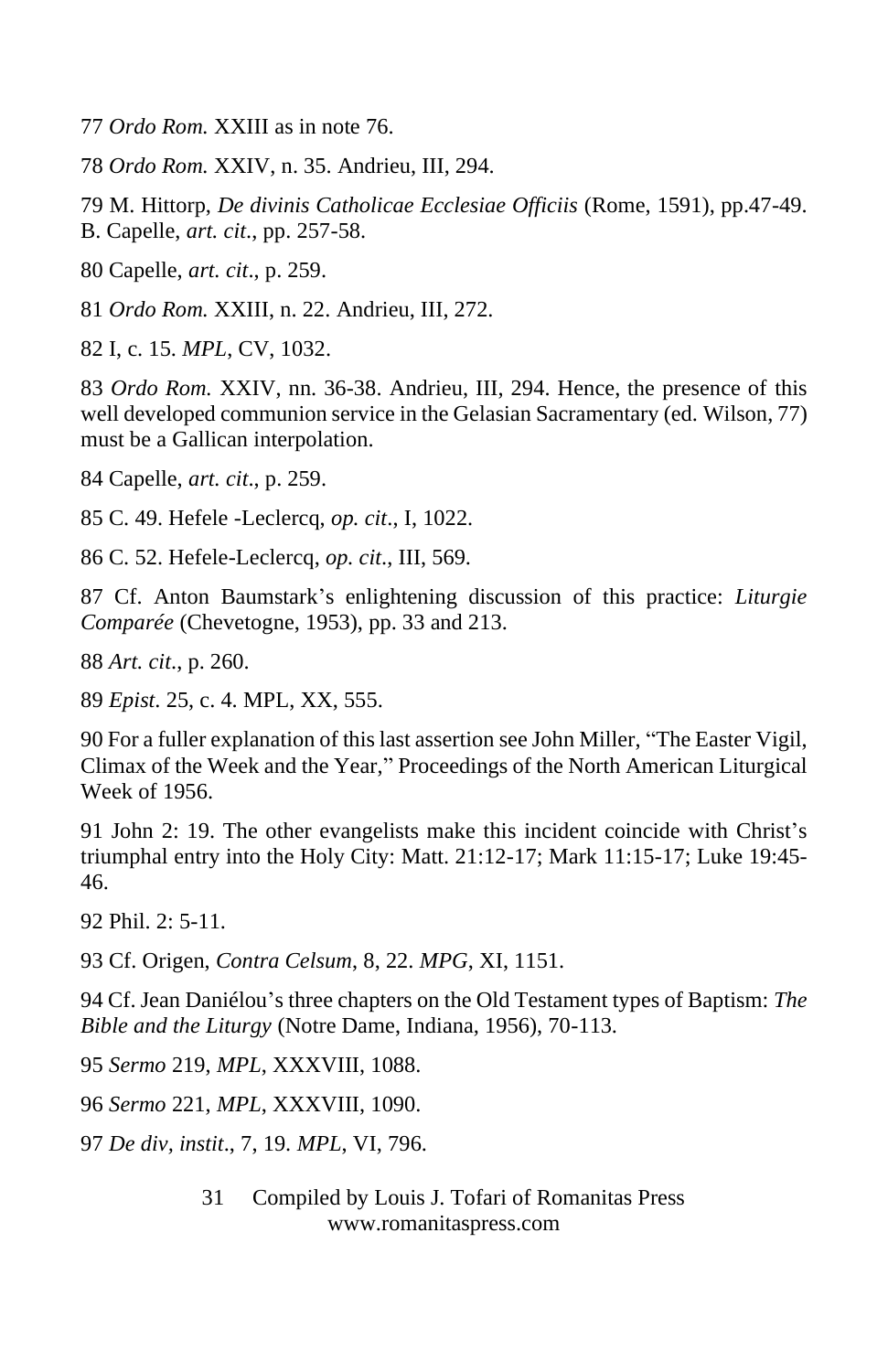77 *Ordo Rom.* XXIII as in note 76.

78 *Ordo Rom.* XXIV, n. 35. Andrieu, III, 294.

79 M. Hittorp, *De divinis Catholicae Ecclesiae Officiis* (Rome, 1591), pp.47-49. B. Capelle, *art. cit*., pp. 257-58.

80 Capelle, *art. cit*., p. 259.

81 *Ordo Rom.* XXIII, n. 22. Andrieu, III, 272.

82 I, c. 15. *MPL*, CV, 1032.

83 *Ordo Rom.* XXIV, nn. 36-38. Andrieu, III, 294. Hence, the presence of this well developed communion service in the Gelasian Sacramentary (ed. Wilson, 77) must be a Gallican interpolation.

84 Capelle, *art. cit*., p. 259.

85 C. 49. Hefele -Leclercq, *op. cit*., I, 1022.

86 C. 52. Hefele-Leclercq, *op. cit*., III, 569.

87 Cf. Anton Baumstark's enlightening discussion of this practice: *Liturgie Comparée* (Chevetogne, 1953), pp. 33 and 213.

88 *Art. cit*., p. 260.

89 *Epist*. 25, c. 4. MPL, XX, 555.

90 For a fuller explanation of this last assertion see John Miller, "The Easter Vigil, Climax of the Week and the Year," Proceedings of the North American Liturgical Week of 1956.

91 John 2: 19. The other evangelists make this incident coincide with Christ's triumphal entry into the Holy City: Matt. 21:12-17; Mark 11:15-17; Luke 19:45-46.

92 Phil. 2: 5-11.

93 Cf. Origen, *Contra Celsum*, 8, 22. *MPG*, XI, 1151.

94 Cf. Jean Daniélou's three chapters on the Old Testament types of Baptism: *The Bible and the Liturgy* (Notre Dame, Indiana, 1956), 70-113.

95 *Sermo* 219, *MPL*, XXXVIII, 1088.

96 *Sermo* 221, *MPL*, XXXVIII, 1090.

97 *De div, instit*., 7, 19. *MPL*, VI, 796.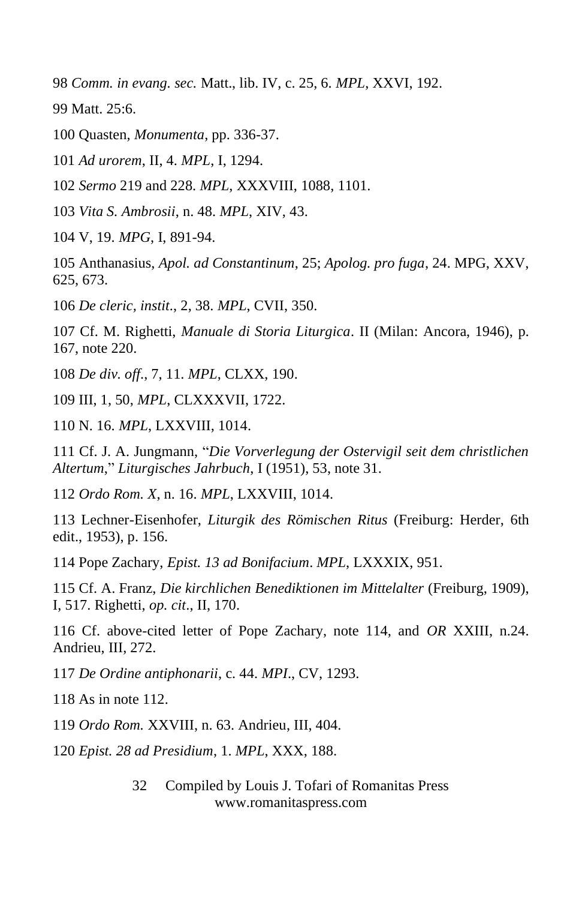98 *Comm. in evang. sec.* Matt., lib. IV, c. 25, 6. *MPL*, XXVI, 192.

99 Matt. 25:6.

100 Quasten, *Monumenta*, pp. 336-37.

101 *Ad urorem*, II, 4. *MPL*, I, 1294.

102 *Sermo* 219 and 228. *MPL*, XXXVIII, 1088, 1101.

103 *Vita S. Ambrosii*, n. 48. *MPL*, XIV, 43.

104 V, 19. *MPG*, I, 891-94.

105 Anthanasius, *Apol. ad Constantinum*, 25; *Apolog. pro fuga*, 24. MPG, XXV, 625, 673.

106 *De cleric, instit*., 2, 38. *MPL*, CVII, 350.

107 Cf. M. Righetti, *Manuale di Storia Liturgica*. II (Milan: Ancora, 1946), p. 167, note 220.

108 *De div. off*., 7, 11. *MPL*, CLXX, 190.

109 III, 1, 50, *MPL*, CLXXXVII, 1722.

110 N. 16. *MPL*, LXXVIII, 1014.

111 Cf. J. A. Jungmann, "*Die Vorverlegung der Ostervigil seit dem christlichen Altertum*," *Liturgisches Jahrbuch*, I (1951), 53, note 31.

112 *Ordo Rom. X*, n. 16. *MPL*, LXXVIII, 1014.

113 Lechner-Eisenhofer, *Liturgik des Römischen Ritus* (Freiburg: Herder, 6th edit., 1953), p. 156.

114 Pope Zachary, *Epist. 13 ad Bonifacium*. *MPL*, LXXXIX, 951.

115 Cf. A. Franz, *Die kirchlichen Benediktionen im Mittelalter* (Freiburg, 1909), I, 517. Righetti, *op. cit*., II, 170.

116 Cf. above-cited letter of Pope Zachary, note 114, and *OR* XXIII, n.24. Andrieu, III, 272.

117 *De Ordine antiphonarii*, c. 44. *MPI*., CV, 1293.

118 As in note 112.

119 *Ordo Rom.* XXVIII, n. 63. Andrieu, III, 404.

120 *Epist. 28 ad Presidium*, 1. *MPL*, XXX, 188.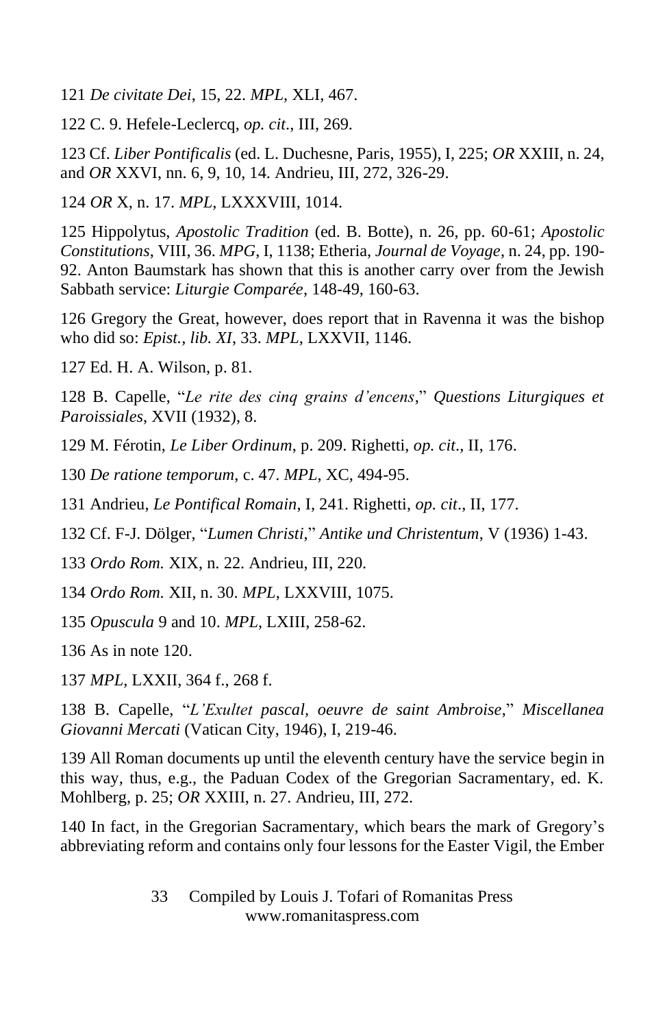121 *De civitate Dei*, 15, 22. *MPL*, XLI, 467.

122 C. 9. Hefele-Leclercq, *op. cit*., III, 269.

123 Cf. *Liber Pontificalis* (ed. L. Duchesne, Paris, 1955), I, 225; *OR* XXIII, n. 24, and *OR* XXVI, nn. 6, 9, 10, 14. Andrieu, III, 272, 326-29.

124 *OR* X, n. 17. *MPL*, LXXXVIII, 1014.

125 Hippolytus, *Apostolic Tradition* (ed. B. Botte), n. 26, pp. 60-61; *Apostolic Constitutions*, VIII, 36. *MPG*, I, 1138; Etheria, *Journal de Voyage*, n. 24, pp. 190-92. Anton Baumstark has shown that this is another carry over from the Jewish Sabbath service: *Liturgie Comparée*, 148-49, 160-63.

126 Gregory the Great, however, does report that in Ravenna it was the bishop who did so: *Epist., lib. XI*, 33. *MPL*, LXXVII, 1146.

127 Ed. H. A. Wilson, p. 81.

128 B. Capelle, "*Le rite des cinq grains d'encens*," *Questions Liturgiques et Paroissiales*, XVII (1932), 8.

129 M. Férotin, *Le Liber Ordinum*, p. 209. Righetti, *op. cit*., II, 176.

130 *De ratione temporum*, c. 47. *MPL*, XC, 494-95.

131 Andrieu, *Le Pontifical Romain*, I, 241. Righetti, *op. cit*., II, 177.

132 Cf. F-J. Dölger, "*Lumen Christi*," *Antike und Christentum*, V (1936) 1-43.

133 *Ordo Rom.* XIX, n. 22. Andrieu, III, 220.

134 *Ordo Rom.* XII, n. 30. *MPL*, LXXVIII, 1075.

135 *Opuscula* 9 and 10. *MPL*, LXIII, 258-62.

136 As in note 120.

137 *MPL*, LXXII, 364 f., 268 f.

138 B. Capelle, "*L'Exultet pascal, oeuvre de saint Ambroise*," *Miscellanea Giovanni Mercati* (Vatican City, 1946), I, 219-46.

139 All Roman documents up until the eleventh century have the service begin in this way, thus, e.g., the Paduan Codex of the Gregorian Sacramentary, ed. K. Mohlberg, p. 25; *OR* XXIII, n. 27. Andrieu, III, 272.

140 In fact, in the Gregorian Sacramentary, which bears the mark of Gregory's abbreviating reform and contains only four lessons for the Easter Vigil, the Ember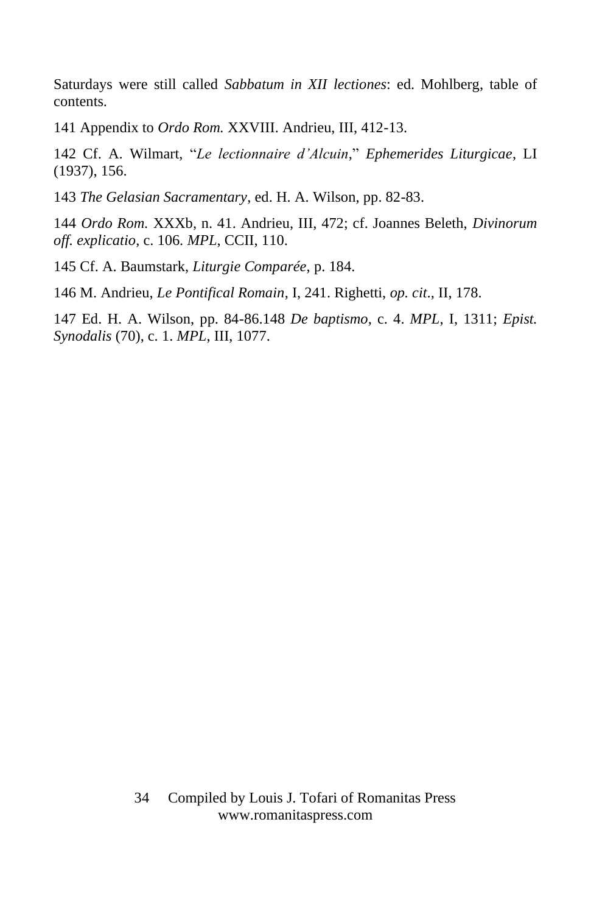Saturdays were still called *Sabbatum in XII lectiones*: ed. Mohlberg, table of contents.

141 Appendix to *Ordo Rom.* XXVIII. Andrieu, III, 412-13.

142 Cf. A. Wilmart, "*Le lectionnaire d'Alcuin*," *Ephemerides Liturgicae*, LI (1937), 156.

143 *The Gelasian Sacramentary*, ed. H. A. Wilson, pp. 82-83.

144 *Ordo Rom.* XXXb, n. 41. Andrieu, III, 472; cf. Joannes Beleth, *Divinorum off. explicatio*, c. 106. *MPL*, CCII, 110.

145 Cf. A. Baumstark, *Liturgie Comparée*, p. 184.

146 M. Andrieu, *Le Pontifical Romain*, I, 241. Righetti, *op. cit*., II, 178.

147 Ed. H. A. Wilson, pp. 84-86.148 *De baptismo*, c. 4. *MPL*, I, 1311; *Epist. Synodalis* (70), c. 1. *MPL*, III, 1077.